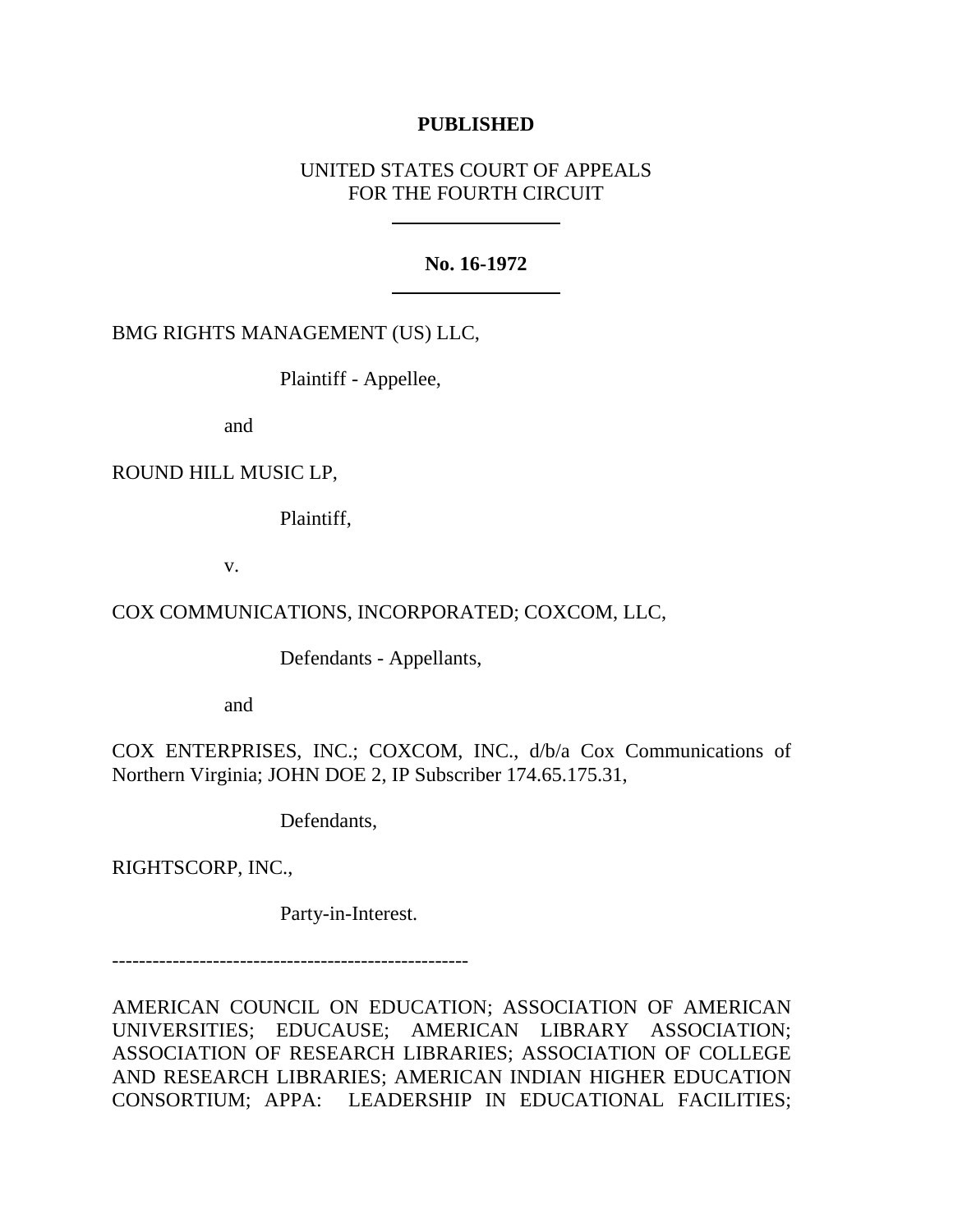**PUBLISHED**

UNITED STATES COURT OF APPEALS
FOR THE FOURTH CIRCUIT

---

**No. 16-1972**

---

BMG RIGHTS MANAGEMENT (US) LLC,

Plaintiff - Appellee,

and

ROUND HILL MUSIC LP,

Plaintiff,

v.

COX COMMUNICATIONS, INCORPORATED; COXCOM, LLC,

Defendants - Appellants,

and

COX ENTERPRISES, INC.; COXCOM, INC., d/b/a Cox Communications of Northern Virginia; JOHN DOE 2, IP Subscriber 174.65.175.31,

Defendants,

RIGHTSCORP, INC.,

Party-in-Interest.

------------------------------------------------------

AMERICAN COUNCIL ON EDUCATION; ASSOCIATION OF AMERICAN UNIVERSITIES; EDUCAUSE; AMERICAN LIBRARY ASSOCIATION; ASSOCIATION OF RESEARCH LIBRARIES; ASSOCIATION OF COLLEGE AND RESEARCH LIBRARIES; AMERICAN INDIAN HIGHER EDUCATION CONSORTIUM; APPA: LEADERSHIP IN EDUCATIONAL FACILITIES;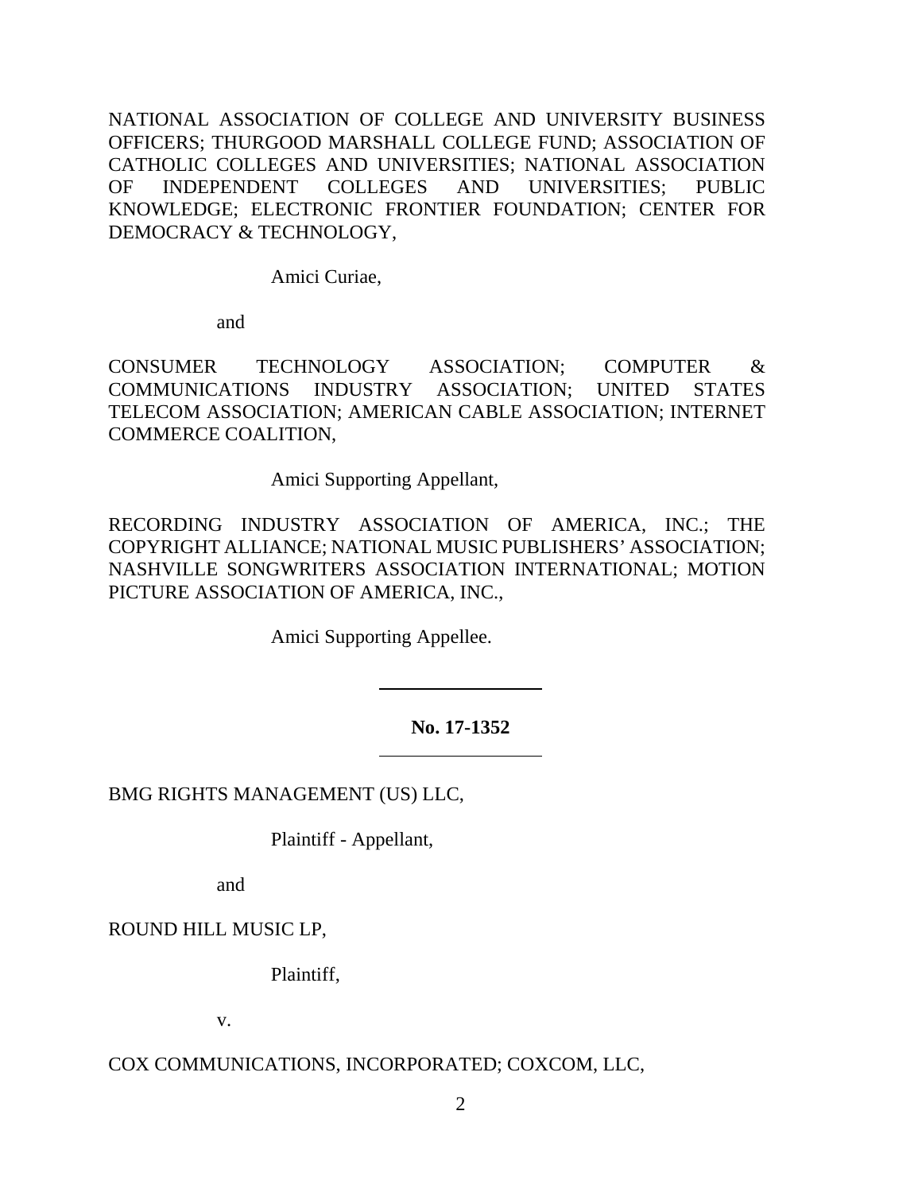NATIONAL ASSOCIATION OF COLLEGE AND UNIVERSITY BUSINESS OFFICERS; THURGOOD MARSHALL COLLEGE FUND; ASSOCIATION OF CATHOLIC COLLEGES AND UNIVERSITIES; NATIONAL ASSOCIATION OF INDEPENDENT COLLEGES AND UNIVERSITIES; PUBLIC KNOWLEDGE; ELECTRONIC FRONTIER FOUNDATION; CENTER FOR DEMOCRACY & TECHNOLOGY,

Amici Curiae,

and

CONSUMER TECHNOLOGY ASSOCIATION; COMPUTER & COMMUNICATIONS INDUSTRY ASSOCIATION; UNITED STATES TELECOM ASSOCIATION; AMERICAN CABLE ASSOCIATION; INTERNET COMMERCE COALITION,

Amici Supporting Appellant,

RECORDING INDUSTRY ASSOCIATION OF AMERICA, INC.; THE COPYRIGHT ALLIANCE; NATIONAL MUSIC PUBLISHERS' ASSOCIATION; NASHVILLE SONGWRITERS ASSOCIATION INTERNATIONAL; MOTION PICTURE ASSOCIATION OF AMERICA, INC.,

Amici Supporting Appellee.

---

**No. 17-1352**

---

BMG RIGHTS MANAGEMENT (US) LLC,

Plaintiff - Appellant,

and

ROUND HILL MUSIC LP,

Plaintiff,

v.

COX COMMUNICATIONS, INCORPORATED; COXCOM, LLC,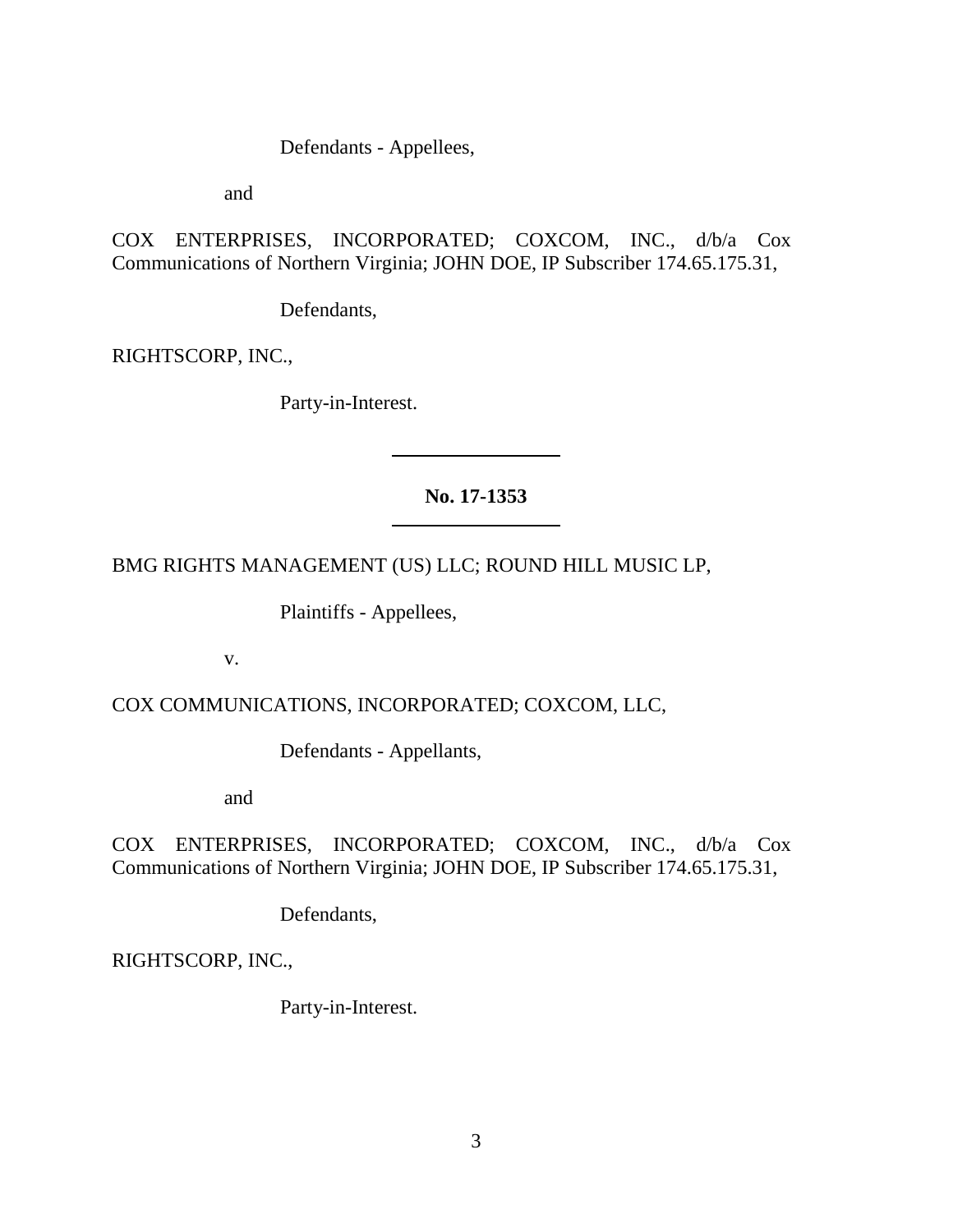Defendants - Appellees,

and

COX ENTERPRISES, INCORPORATED; COXCOM, INC., d/b/a Cox Communications of Northern Virginia; JOHN DOE, IP Subscriber 174.65.175.31,

Defendants,

RIGHTSCORP, INC.,

Party-in-Interest.

---

**No. 17-1353**

---

BMG RIGHTS MANAGEMENT (US) LLC; ROUND HILL MUSIC LP,

Plaintiffs - Appellees,

v.

COX COMMUNICATIONS, INCORPORATED; COXCOM, LLC,

Defendants - Appellants,

and

COX ENTERPRISES, INCORPORATED; COXCOM, INC., d/b/a Cox Communications of Northern Virginia; JOHN DOE, IP Subscriber 174.65.175.31,

Defendants,

RIGHTSCORP, INC.,

Party-in-Interest.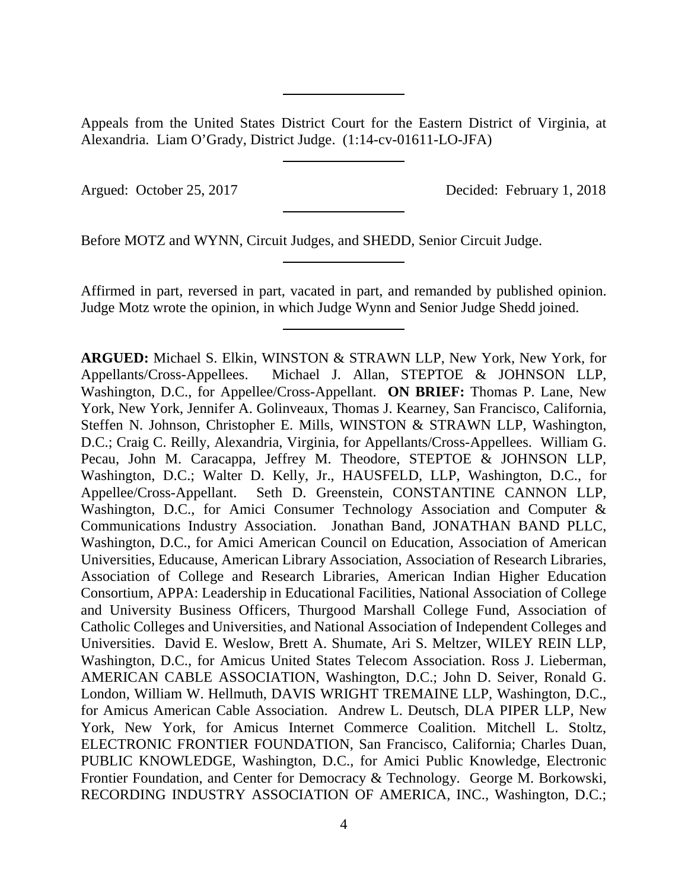Appeals from the United States District Court for the Eastern District of Virginia, at Alexandria. Liam O'Grady, District Judge. (1:14-cv-01611-LO-JFA)

Argued: October 25, 2017 Decided: February 1, 2018

Before MOTZ and WYNN, Circuit Judges, and SHEDD, Senior Circuit Judge.

Affirmed in part, reversed in part, vacated in part, and remanded by published opinion. Judge Motz wrote the opinion, in which Judge Wynn and Senior Judge Shedd joined.

**ARGUED:** Michael S. Elkin, WINSTON & STRAWN LLP, New York, New York, for Appellants/Cross-Appellees. Michael J. Allan, STEPTOE & JOHNSON LLP, Washington, D.C., for Appellee/Cross-Appellant. **ON BRIEF:** Thomas P. Lane, New York, New York, Jennifer A. Golinveaux, Thomas J. Kearney, San Francisco, California, Steffen N. Johnson, Christopher E. Mills, WINSTON & STRAWN LLP, Washington, D.C.; Craig C. Reilly, Alexandria, Virginia, for Appellants/Cross-Appellees. William G. Pecau, John M. Caracappa, Jeffrey M. Theodore, STEPTOE & JOHNSON LLP, Washington, D.C.; Walter D. Kelly, Jr., HAUSFELD, LLP, Washington, D.C., for Appellee/Cross-Appellant. Seth D. Greenstein, CONSTANTINE CANNON LLP, Washington, D.C., for Amici Consumer Technology Association and Computer & Communications Industry Association. Jonathan Band, JONATHAN BAND PLLC, Washington, D.C., for Amici American Council on Education, Association of American Universities, Educause, American Library Association, Association of Research Libraries, Association of College and Research Libraries, American Indian Higher Education Consortium, APPA: Leadership in Educational Facilities, National Association of College and University Business Officers, Thurgood Marshall College Fund, Association of Catholic Colleges and Universities, and National Association of Independent Colleges and Universities. David E. Weslow, Brett A. Shumate, Ari S. Meltzer, WILEY REIN LLP, Washington, D.C., for Amicus United States Telecom Association. Ross J. Lieberman, AMERICAN CABLE ASSOCIATION, Washington, D.C.; John D. Seiver, Ronald G. London, William W. Hellmuth, DAVIS WRIGHT TREMAINE LLP, Washington, D.C., for Amicus American Cable Association. Andrew L. Deutsch, DLA PIPER LLP, New York, New York, for Amicus Internet Commerce Coalition. Mitchell L. Stoltz, ELECTRONIC FRONTIER FOUNDATION, San Francisco, California; Charles Duan, PUBLIC KNOWLEDGE, Washington, D.C., for Amici Public Knowledge, Electronic Frontier Foundation, and Center for Democracy & Technology. George M. Borkowski, RECORDING INDUSTRY ASSOCIATION OF AMERICA, INC., Washington, D.C.;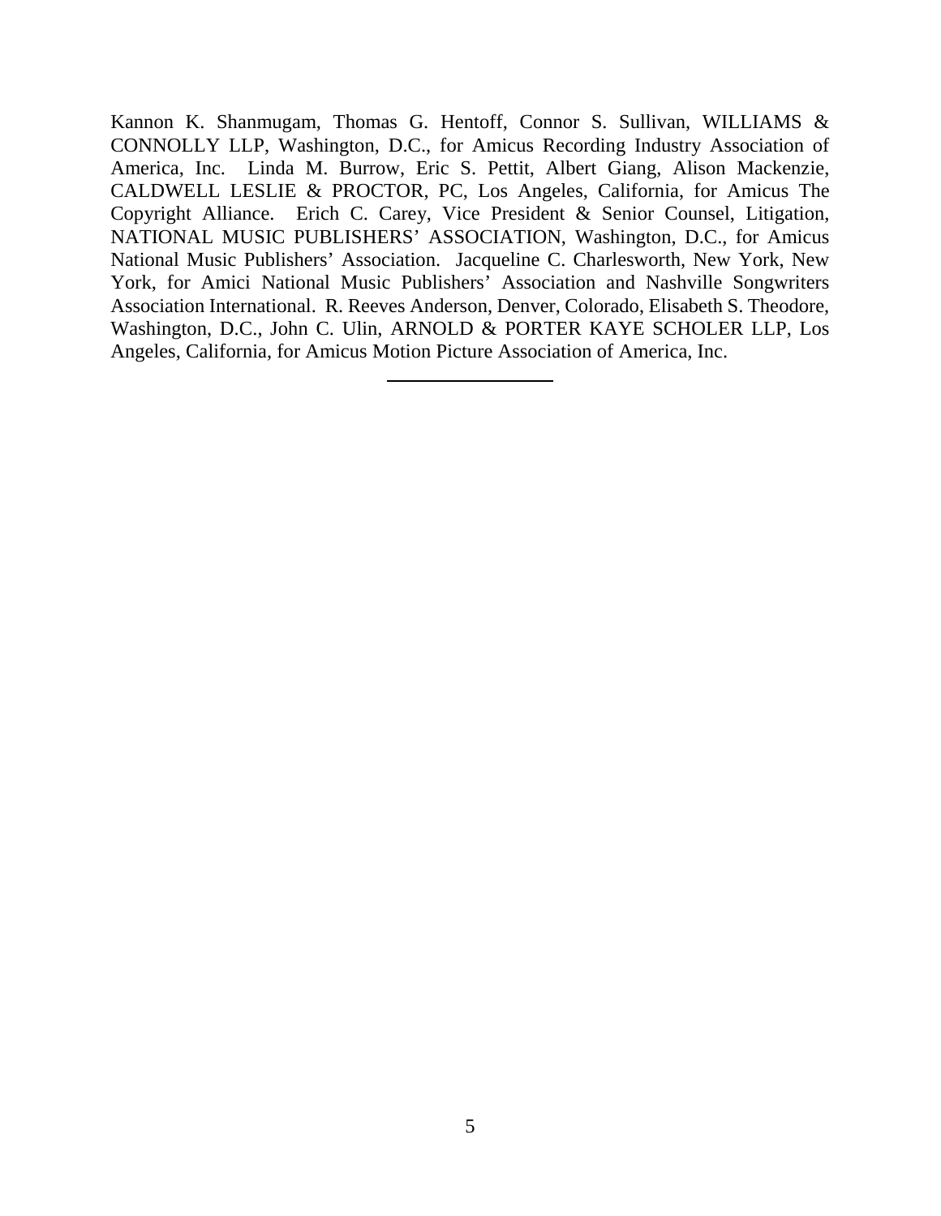Kannon K. Shanmugam, Thomas G. Hentoff, Connor S. Sullivan, WILLIAMS & CONNOLLY LLP, Washington, D.C., for Amicus Recording Industry Association of America, Inc. Linda M. Burrow, Eric S. Pettit, Albert Giang, Alison Mackenzie, CALDWELL LESLIE & PROCTOR, PC, Los Angeles, California, for Amicus The Copyright Alliance. Erich C. Carey, Vice President & Senior Counsel, Litigation, NATIONAL MUSIC PUBLISHERS' ASSOCIATION, Washington, D.C., for Amicus National Music Publishers' Association. Jacqueline C. Charlesworth, New York, New York, for Amici National Music Publishers' Association and Nashville Songwriters Association International. R. Reeves Anderson, Denver, Colorado, Elisabeth S. Theodore, Washington, D.C., John C. Ulin, ARNOLD & PORTER KAYE SCHOLER LLP, Los Angeles, California, for Amicus Motion Picture Association of America, Inc.

---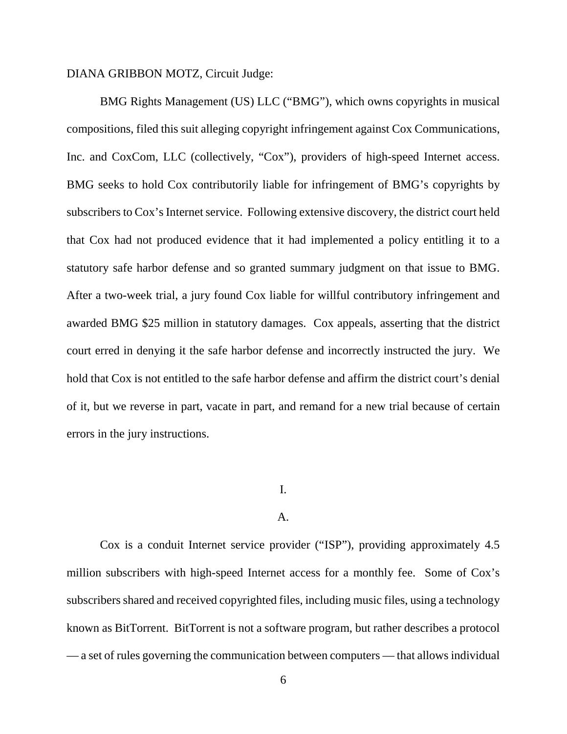DIANA GRIBBON MOTZ, Circuit Judge:

BMG Rights Management (US) LLC ("BMG"), which owns copyrights in musical compositions, filed this suit alleging copyright infringement against Cox Communications, Inc. and CoxCom, LLC (collectively, "Cox"), providers of high-speed Internet access. BMG seeks to hold Cox contributorily liable for infringement of BMG's copyrights by subscribers to Cox's Internet service. Following extensive discovery, the district court held that Cox had not produced evidence that it had implemented a policy entitling it to a statutory safe harbor defense and so granted summary judgment on that issue to BMG. After a two-week trial, a jury found Cox liable for willful contributory infringement and awarded BMG $25 million in statutory damages. Cox appeals, asserting that the district court erred in denying it the safe harbor defense and incorrectly instructed the jury. We hold that Cox is not entitled to the safe harbor defense and affirm the district court's denial of it, but we reverse in part, vacate in part, and remand for a new trial because of certain errors in the jury instructions.

## I.

### A.

Cox is a conduit Internet service provider ("ISP"), providing approximately 4.5 million subscribers with high-speed Internet access for a monthly fee. Some of Cox's subscribers shared and received copyrighted files, including music files, using a technology known as BitTorrent. BitTorrent is not a software program, but rather describes a protocol — a set of rules governing the communication between computers — that allows individual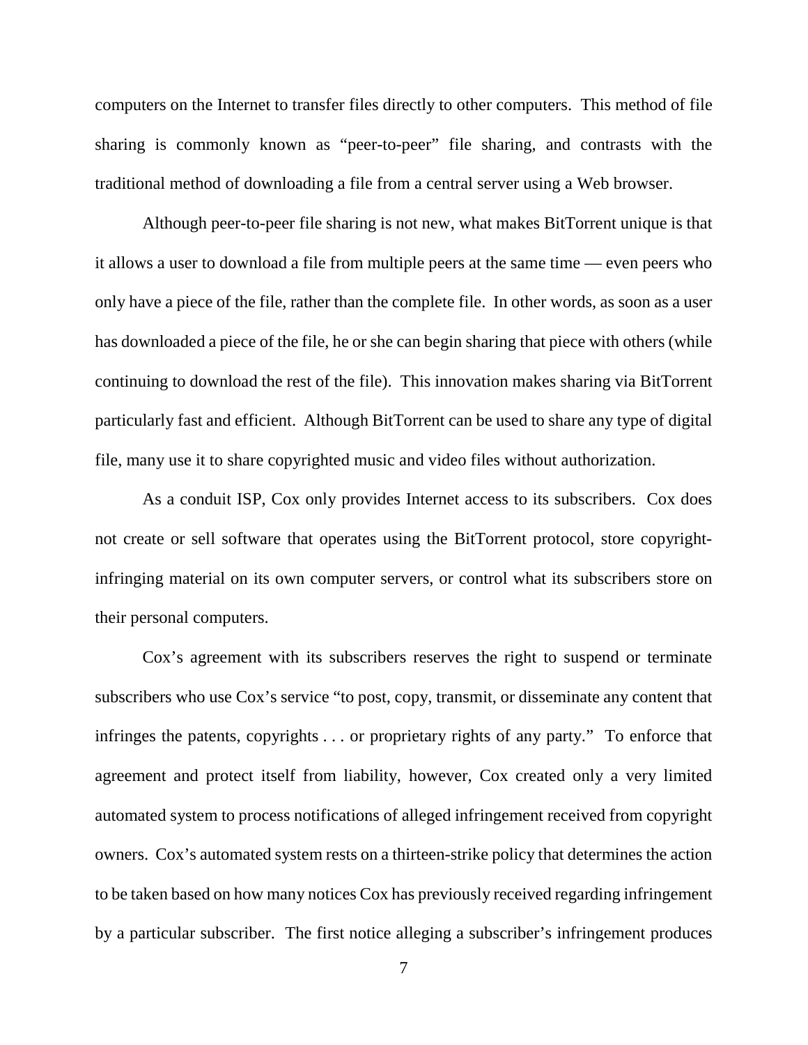computers on the Internet to transfer files directly to other computers. This method of file sharing is commonly known as "peer-to-peer" file sharing, and contrasts with the traditional method of downloading a file from a central server using a Web browser.

Although peer-to-peer file sharing is not new, what makes BitTorrent unique is that it allows a user to download a file from multiple peers at the same time — even peers who only have a piece of the file, rather than the complete file. In other words, as soon as a user has downloaded a piece of the file, he or she can begin sharing that piece with others (while continuing to download the rest of the file). This innovation makes sharing via BitTorrent particularly fast and efficient. Although BitTorrent can be used to share any type of digital file, many use it to share copyrighted music and video files without authorization.

As a conduit ISP, Cox only provides Internet access to its subscribers. Cox does not create or sell software that operates using the BitTorrent protocol, store copyright-infringing material on its own computer servers, or control what its subscribers store on their personal computers.

Cox's agreement with its subscribers reserves the right to suspend or terminate subscribers who use Cox's service "to post, copy, transmit, or disseminate any content that infringes the patents, copyrights . . . or proprietary rights of any party." To enforce that agreement and protect itself from liability, however, Cox created only a very limited automated system to process notifications of alleged infringement received from copyright owners. Cox's automated system rests on a thirteen-strike policy that determines the action to be taken based on how many notices Cox has previously received regarding infringement by a particular subscriber. The first notice alleging a subscriber's infringement produces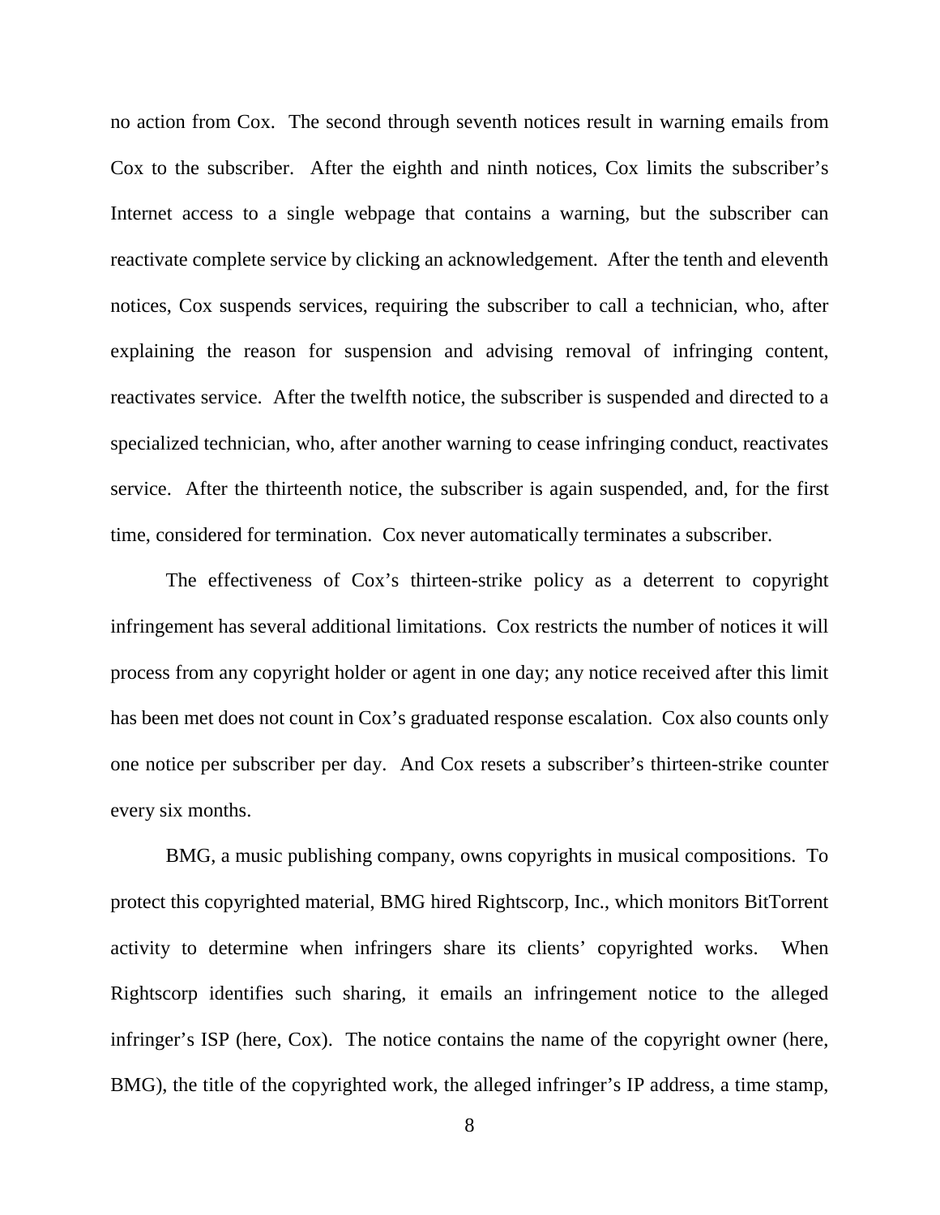no action from Cox. The second through seventh notices result in warning emails from Cox to the subscriber. After the eighth and ninth notices, Cox limits the subscriber's Internet access to a single webpage that contains a warning, but the subscriber can reactivate complete service by clicking an acknowledgement. After the tenth and eleventh notices, Cox suspends services, requiring the subscriber to call a technician, who, after explaining the reason for suspension and advising removal of infringing content, reactivates service. After the twelfth notice, the subscriber is suspended and directed to a specialized technician, who, after another warning to cease infringing conduct, reactivates service. After the thirteenth notice, the subscriber is again suspended, and, for the first time, considered for termination. Cox never automatically terminates a subscriber.

The effectiveness of Cox's thirteen-strike policy as a deterrent to copyright infringement has several additional limitations. Cox restricts the number of notices it will process from any copyright holder or agent in one day; any notice received after this limit has been met does not count in Cox's graduated response escalation. Cox also counts only one notice per subscriber per day. And Cox resets a subscriber's thirteen-strike counter every six months.

BMG, a music publishing company, owns copyrights in musical compositions. To protect this copyrighted material, BMG hired Rightscorp, Inc., which monitors BitTorrent activity to determine when infringers share its clients' copyrighted works. When Rightscorp identifies such sharing, it emails an infringement notice to the alleged infringer's ISP (here, Cox). The notice contains the name of the copyright owner (here, BMG), the title of the copyrighted work, the alleged infringer's IP address, a time stamp,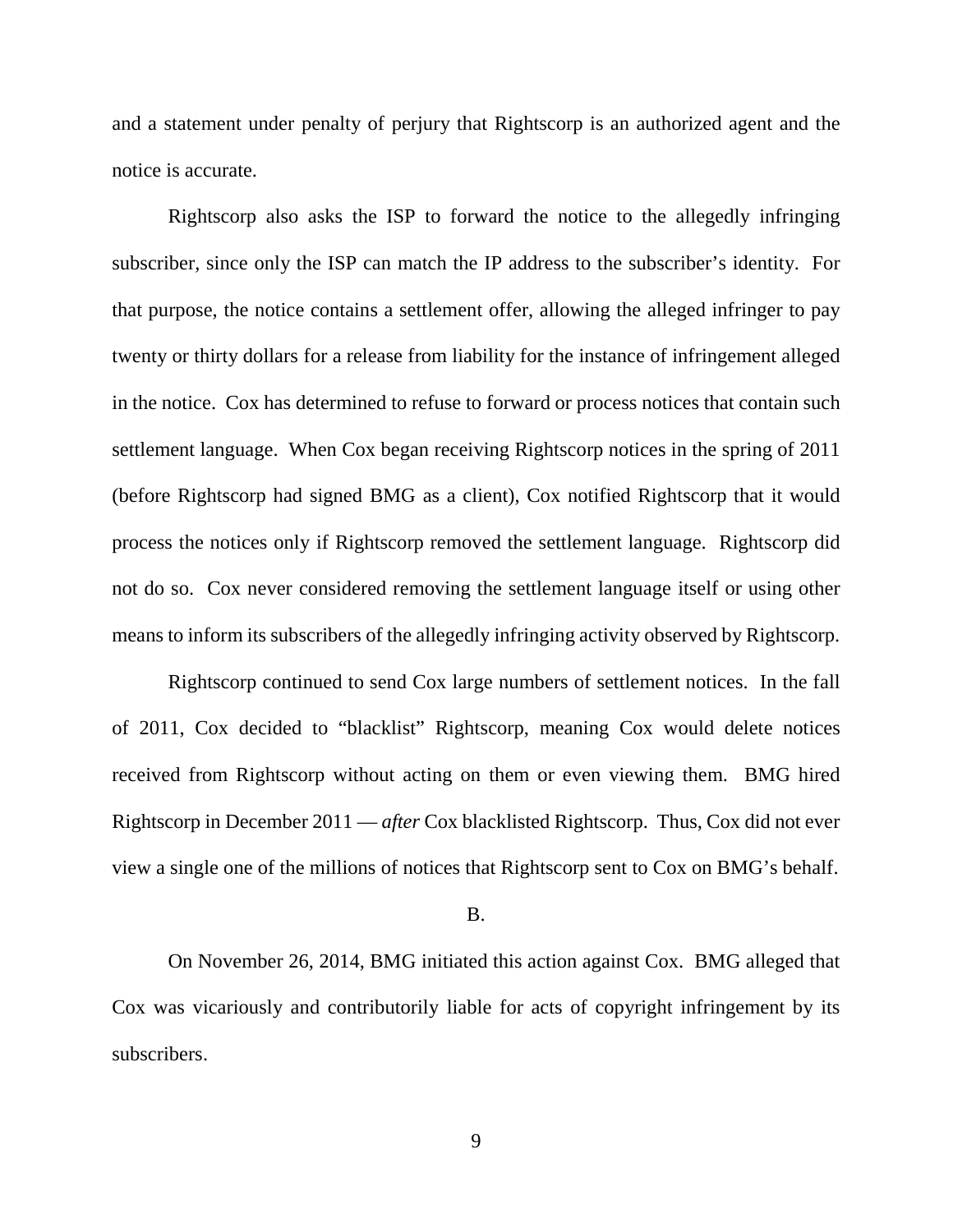and a statement under penalty of perjury that Rightscorp is an authorized agent and the notice is accurate.

Rightscorp also asks the ISP to forward the notice to the allegedly infringing subscriber, since only the ISP can match the IP address to the subscriber's identity. For that purpose, the notice contains a settlement offer, allowing the alleged infringer to pay twenty or thirty dollars for a release from liability for the instance of infringement alleged in the notice. Cox has determined to refuse to forward or process notices that contain such settlement language. When Cox began receiving Rightscorp notices in the spring of 2011 (before Rightscorp had signed BMG as a client), Cox notified Rightscorp that it would process the notices only if Rightscorp removed the settlement language. Rightscorp did not do so. Cox never considered removing the settlement language itself or using other means to inform its subscribers of the allegedly infringing activity observed by Rightscorp.

Rightscorp continued to send Cox large numbers of settlement notices. In the fall of 2011, Cox decided to "blacklist" Rightscorp, meaning Cox would delete notices received from Rightscorp without acting on them or even viewing them. BMG hired Rightscorp in December 2011 — *after* Cox blacklisted Rightscorp. Thus, Cox did not ever view a single one of the millions of notices that Rightscorp sent to Cox on BMG's behalf.

B.

On November 26, 2014, BMG initiated this action against Cox. BMG alleged that Cox was vicariously and contributorily liable for acts of copyright infringement by its subscribers.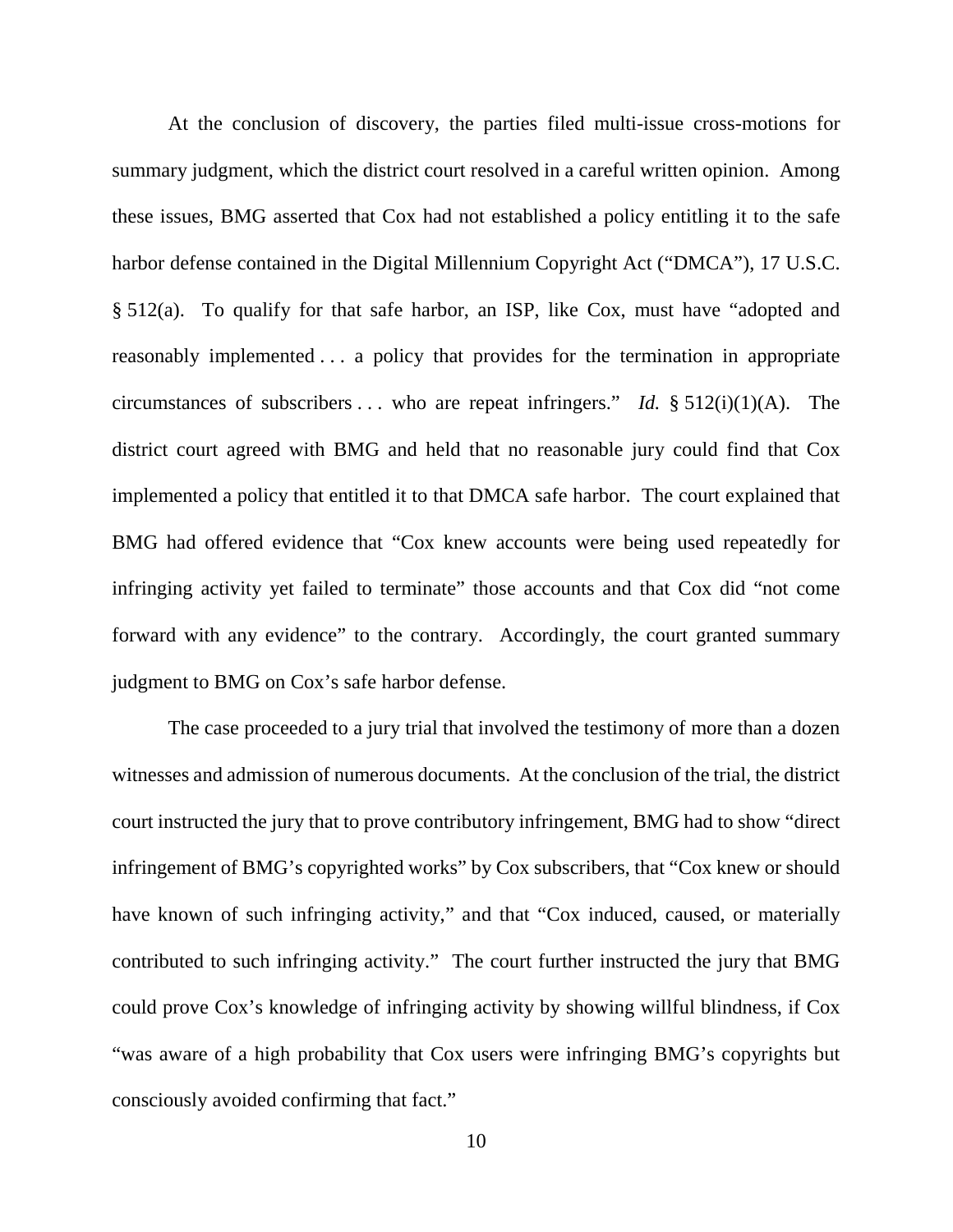At the conclusion of discovery, the parties filed multi-issue cross-motions for summary judgment, which the district court resolved in a careful written opinion. Among these issues, BMG asserted that Cox had not established a policy entitling it to the safe harbor defense contained in the Digital Millennium Copyright Act ("DMCA"), 17 U.S.C. § 512(a). To qualify for that safe harbor, an ISP, like Cox, must have "adopted and reasonably implemented . . . a policy that provides for the termination in appropriate circumstances of subscribers . . . who are repeat infringers." *Id.* § 512(i)(1)(A). The district court agreed with BMG and held that no reasonable jury could find that Cox implemented a policy that entitled it to that DMCA safe harbor. The court explained that BMG had offered evidence that "Cox knew accounts were being used repeatedly for infringing activity yet failed to terminate" those accounts and that Cox did "not come forward with any evidence" to the contrary. Accordingly, the court granted summary judgment to BMG on Cox's safe harbor defense.

The case proceeded to a jury trial that involved the testimony of more than a dozen witnesses and admission of numerous documents. At the conclusion of the trial, the district court instructed the jury that to prove contributory infringement, BMG had to show "direct infringement of BMG's copyrighted works" by Cox subscribers, that "Cox knew or should have known of such infringing activity," and that "Cox induced, caused, or materially contributed to such infringing activity." The court further instructed the jury that BMG could prove Cox's knowledge of infringing activity by showing willful blindness, if Cox "was aware of a high probability that Cox users were infringing BMG's copyrights but consciously avoided confirming that fact."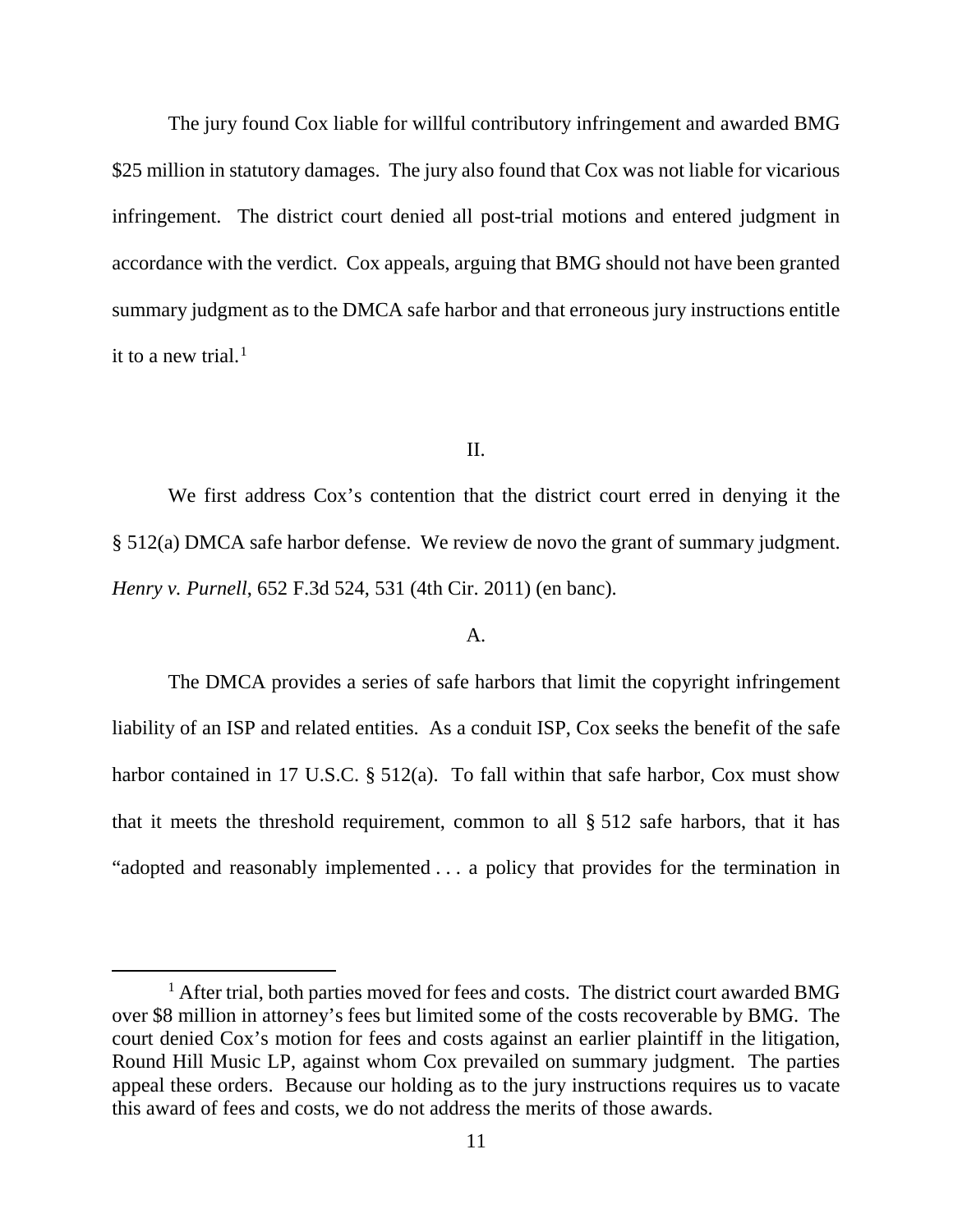The jury found Cox liable for willful contributory infringement and awarded BMG $25 million in statutory damages. The jury also found that Cox was not liable for vicarious infringement. The district court denied all post-trial motions and entered judgment in accordance with the verdict. Cox appeals, arguing that BMG should not have been granted summary judgment as to the DMCA safe harbor and that erroneous jury instructions entitle it to a new trial.[1]

## II.

We first address Cox's contention that the district court erred in denying it the § 512(a) DMCA safe harbor defense. We review de novo the grant of summary judgment. *Henry v. Purnell*, 652 F.3d 524, 531 (4th Cir. 2011) (en banc).

### A.

The DMCA provides a series of safe harbors that limit the copyright infringement liability of an ISP and related entities. As a conduit ISP, Cox seeks the benefit of the safe harbor contained in 17 U.S.C. § 512(a). To fall within that safe harbor, Cox must show that it meets the threshold requirement, common to all § 512 safe harbors, that it has "adopted and reasonably implemented . . . a policy that provides for the termination in

---

[1] After trial, both parties moved for fees and costs. The district court awarded BMG over $8 million in attorney's fees but limited some of the costs recoverable by BMG. The court denied Cox's motion for fees and costs against an earlier plaintiff in the litigation, Round Hill Music LP, against whom Cox prevailed on summary judgment. The parties appeal these orders. Because our holding as to the jury instructions requires us to vacate this award of fees and costs, we do not address the merits of those awards.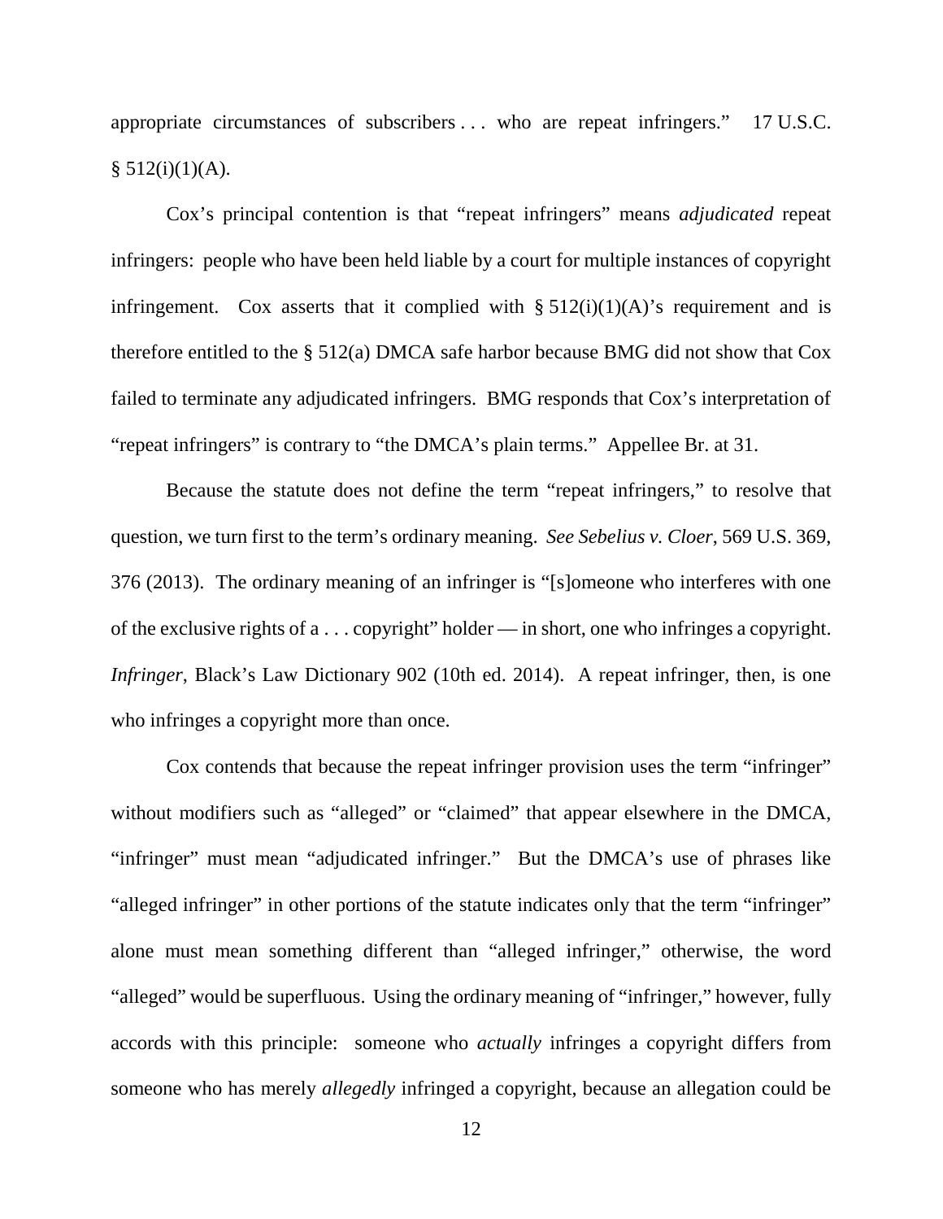appropriate circumstances of subscribers . . . who are repeat infringers." 17 U.S.C. § 512(i)(1)(A).

Cox's principal contention is that "repeat infringers" means *adjudicated* repeat infringers: people who have been held liable by a court for multiple instances of copyright infringement. Cox asserts that it complied with § 512(i)(1)(A)'s requirement and is therefore entitled to the § 512(a) DMCA safe harbor because BMG did not show that Cox failed to terminate any adjudicated infringers. BMG responds that Cox's interpretation of "repeat infringers" is contrary to "the DMCA's plain terms." Appellee Br. at 31.

Because the statute does not define the term "repeat infringers," to resolve that question, we turn first to the term's ordinary meaning. *See Sebelius v. Cloer*, 569 U.S. 369, 376 (2013). The ordinary meaning of an infringer is "[s]omeone who interferes with one of the exclusive rights of a . . . copyright" holder — in short, one who infringes a copyright. *Infringer*, Black's Law Dictionary 902 (10th ed. 2014). A repeat infringer, then, is one who infringes a copyright more than once.

Cox contends that because the repeat infringer provision uses the term "infringer" without modifiers such as "alleged" or "claimed" that appear elsewhere in the DMCA, "infringer" must mean "adjudicated infringer." But the DMCA's use of phrases like "alleged infringer" in other portions of the statute indicates only that the term "infringer" alone must mean something different than "alleged infringer," otherwise, the word "alleged" would be superfluous. Using the ordinary meaning of "infringer," however, fully accords with this principle: someone who *actually* infringes a copyright differs from someone who has merely *allegedly* infringed a copyright, because an allegation could be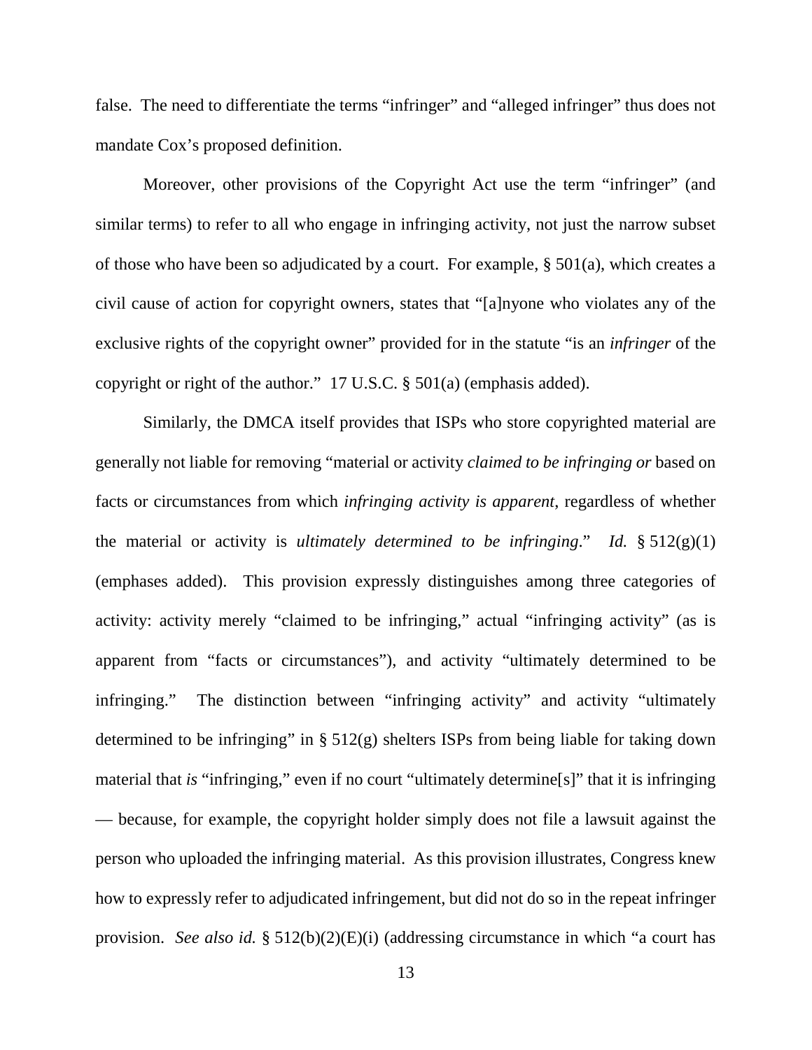false. The need to differentiate the terms "infringer" and "alleged infringer" thus does not mandate Cox's proposed definition.

Moreover, other provisions of the Copyright Act use the term "infringer" (and similar terms) to refer to all who engage in infringing activity, not just the narrow subset of those who have been so adjudicated by a court. For example, § 501(a), which creates a civil cause of action for copyright owners, states that "[a]nyone who violates any of the exclusive rights of the copyright owner" provided for in the statute "is an *infringer* of the copyright or right of the author." 17 U.S.C. § 501(a) (emphasis added).

Similarly, the DMCA itself provides that ISPs who store copyrighted material are generally not liable for removing "material or activity *claimed to be infringing or* based on facts or circumstances from which *infringing activity is apparent*, regardless of whether the material or activity is *ultimately determined to be infringing*." *Id.* § 512(g)(1) (emphases added). This provision expressly distinguishes among three categories of activity: activity merely "claimed to be infringing," actual "infringing activity" (as is apparent from "facts or circumstances"), and activity "ultimately determined to be infringing." The distinction between "infringing activity" and activity "ultimately determined to be infringing" in § 512(g) shelters ISPs from being liable for taking down material that *is* "infringing," even if no court "ultimately determine[s]" that it is infringing — because, for example, the copyright holder simply does not file a lawsuit against the person who uploaded the infringing material. As this provision illustrates, Congress knew how to expressly refer to adjudicated infringement, but did not do so in the repeat infringer provision. *See also id.* § 512(b)(2)(E)(i) (addressing circumstance in which "a court has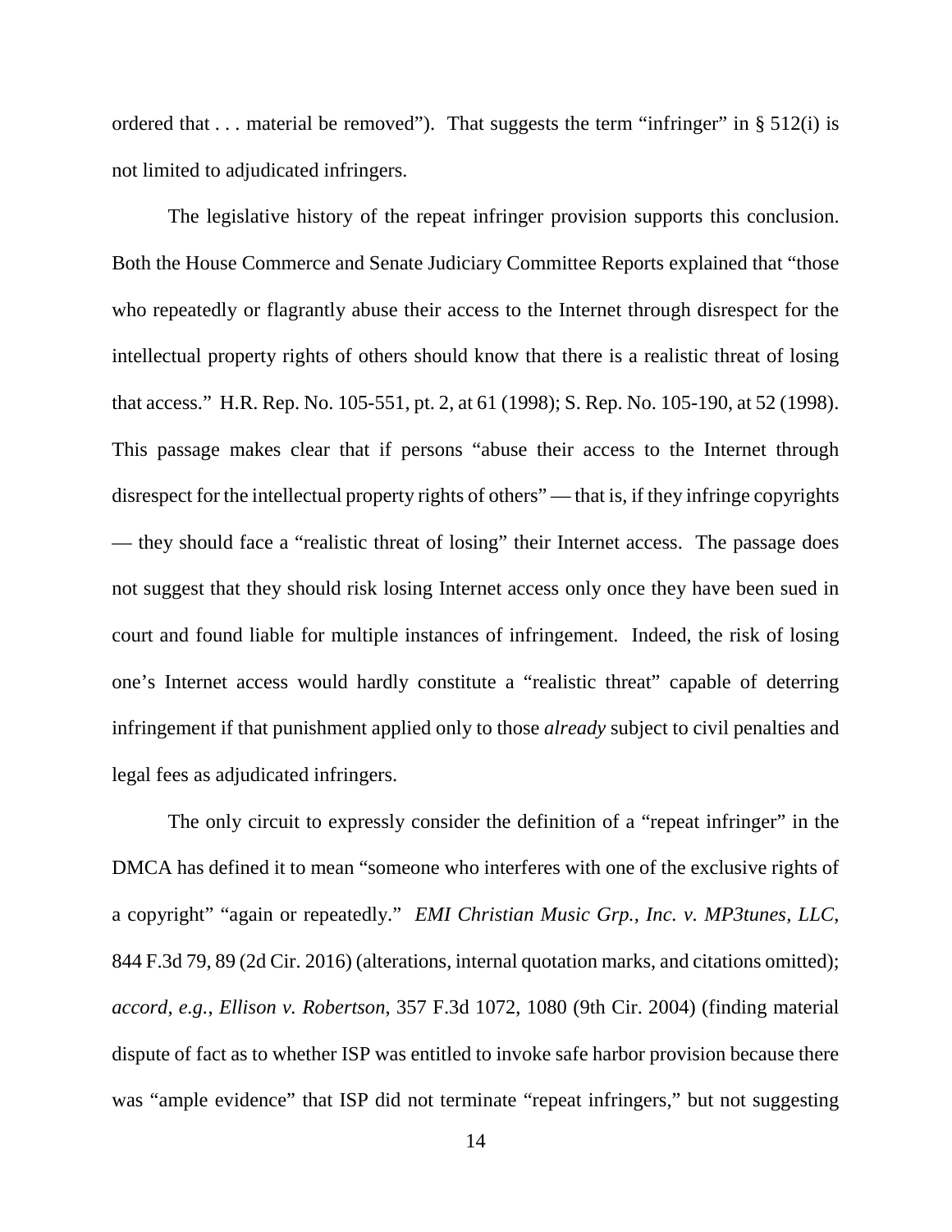ordered that . . . material be removed"). That suggests the term "infringer" in § 512(i) is not limited to adjudicated infringers.

The legislative history of the repeat infringer provision supports this conclusion. Both the House Commerce and Senate Judiciary Committee Reports explained that "those who repeatedly or flagrantly abuse their access to the Internet through disrespect for the intellectual property rights of others should know that there is a realistic threat of losing that access." H.R. Rep. No. 105-551, pt. 2, at 61 (1998); S. Rep. No. 105-190, at 52 (1998). This passage makes clear that if persons "abuse their access to the Internet through disrespect for the intellectual property rights of others" — that is, if they infringe copyrights — they should face a "realistic threat of losing" their Internet access. The passage does not suggest that they should risk losing Internet access only once they have been sued in court and found liable for multiple instances of infringement. Indeed, the risk of losing one's Internet access would hardly constitute a "realistic threat" capable of deterring infringement if that punishment applied only to those *already* subject to civil penalties and legal fees as adjudicated infringers.

The only circuit to expressly consider the definition of a "repeat infringer" in the DMCA has defined it to mean "someone who interferes with one of the exclusive rights of a copyright" "again or repeatedly." *EMI Christian Music Grp., Inc. v. MP3tunes, LLC*, 844 F.3d 79, 89 (2d Cir. 2016) (alterations, internal quotation marks, and citations omitted); *accord, e.g.*, *Ellison v. Robertson*, 357 F.3d 1072, 1080 (9th Cir. 2004) (finding material dispute of fact as to whether ISP was entitled to invoke safe harbor provision because there was "ample evidence" that ISP did not terminate "repeat infringers," but not suggesting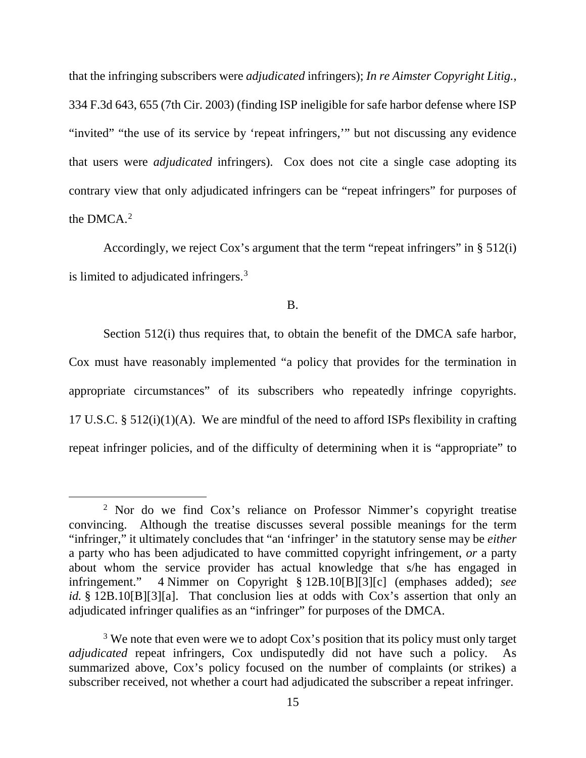that the infringing subscribers were *adjudicated* infringers); *In re Aimster Copyright Litig.*, 334 F.3d 643, 655 (7th Cir. 2003) (finding ISP ineligible for safe harbor defense where ISP "invited" "the use of its service by 'repeat infringers,'" but not discussing any evidence that users were *adjudicated* infringers). Cox does not cite a single case adopting its contrary view that only adjudicated infringers can be "repeat infringers" for purposes of the DMCA.[2]

Accordingly, we reject Cox's argument that the term "repeat infringers" in § 512(i) is limited to adjudicated infringers.[3]

B.

Section 512(i) thus requires that, to obtain the benefit of the DMCA safe harbor, Cox must have reasonably implemented "a policy that provides for the termination in appropriate circumstances" of its subscribers who repeatedly infringe copyrights. 17 U.S.C. § 512(i)(1)(A). We are mindful of the need to afford ISPs flexibility in crafting repeat infringer policies, and of the difficulty of determining when it is "appropriate" to

[2] Nor do we find Cox's reliance on Professor Nimmer's copyright treatise convincing. Although the treatise discusses several possible meanings for the term "infringer," it ultimately concludes that "an 'infringer' in the statutory sense may be *either* a party who has been adjudicated to have committed copyright infringement, *or* a party about whom the service provider has actual knowledge that s/he has engaged in infringement." 4 Nimmer on Copyright § 12B.10[B][3][c] (emphases added); *see id.* § 12B.10[B][3][a]. That conclusion lies at odds with Cox's assertion that only an adjudicated infringer qualifies as an "infringer" for purposes of the DMCA.

[3] We note that even were we to adopt Cox's position that its policy must only target *adjudicated* repeat infringers, Cox undisputedly did not have such a policy. As summarized above, Cox's policy focused on the number of complaints (or strikes) a subscriber received, not whether a court had adjudicated the subscriber a repeat infringer.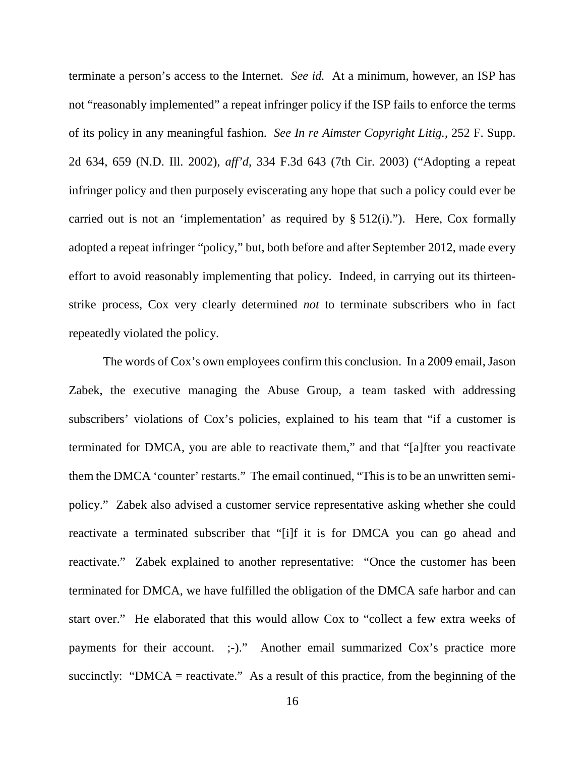terminate a person's access to the Internet. *See id.* At a minimum, however, an ISP has not "reasonably implemented" a repeat infringer policy if the ISP fails to enforce the terms of its policy in any meaningful fashion. *See In re Aimster Copyright Litig.*, 252 F. Supp. 2d 634, 659 (N.D. Ill. 2002), *aff'd*, 334 F.3d 643 (7th Cir. 2003) ("Adopting a repeat infringer policy and then purposely eviscerating any hope that such a policy could ever be carried out is not an 'implementation' as required by § 512(i)."). Here, Cox formally adopted a repeat infringer "policy," but, both before and after September 2012, made every effort to avoid reasonably implementing that policy. Indeed, in carrying out its thirteen-strike process, Cox very clearly determined *not* to terminate subscribers who in fact repeatedly violated the policy.

The words of Cox's own employees confirm this conclusion. In a 2009 email, Jason Zabek, the executive managing the Abuse Group, a team tasked with addressing subscribers' violations of Cox's policies, explained to his team that "if a customer is terminated for DMCA, you are able to reactivate them," and that "[a]fter you reactivate them the DMCA 'counter' restarts." The email continued, "This is to be an unwritten semi-policy." Zabek also advised a customer service representative asking whether she could reactivate a terminated subscriber that "[i]f it is for DMCA you can go ahead and reactivate." Zabek explained to another representative: "Once the customer has been terminated for DMCA, we have fulfilled the obligation of the DMCA safe harbor and can start over." He elaborated that this would allow Cox to "collect a few extra weeks of payments for their account. ;-)." Another email summarized Cox's practice more succinctly: "DMCA = reactivate." As a result of this practice, from the beginning of the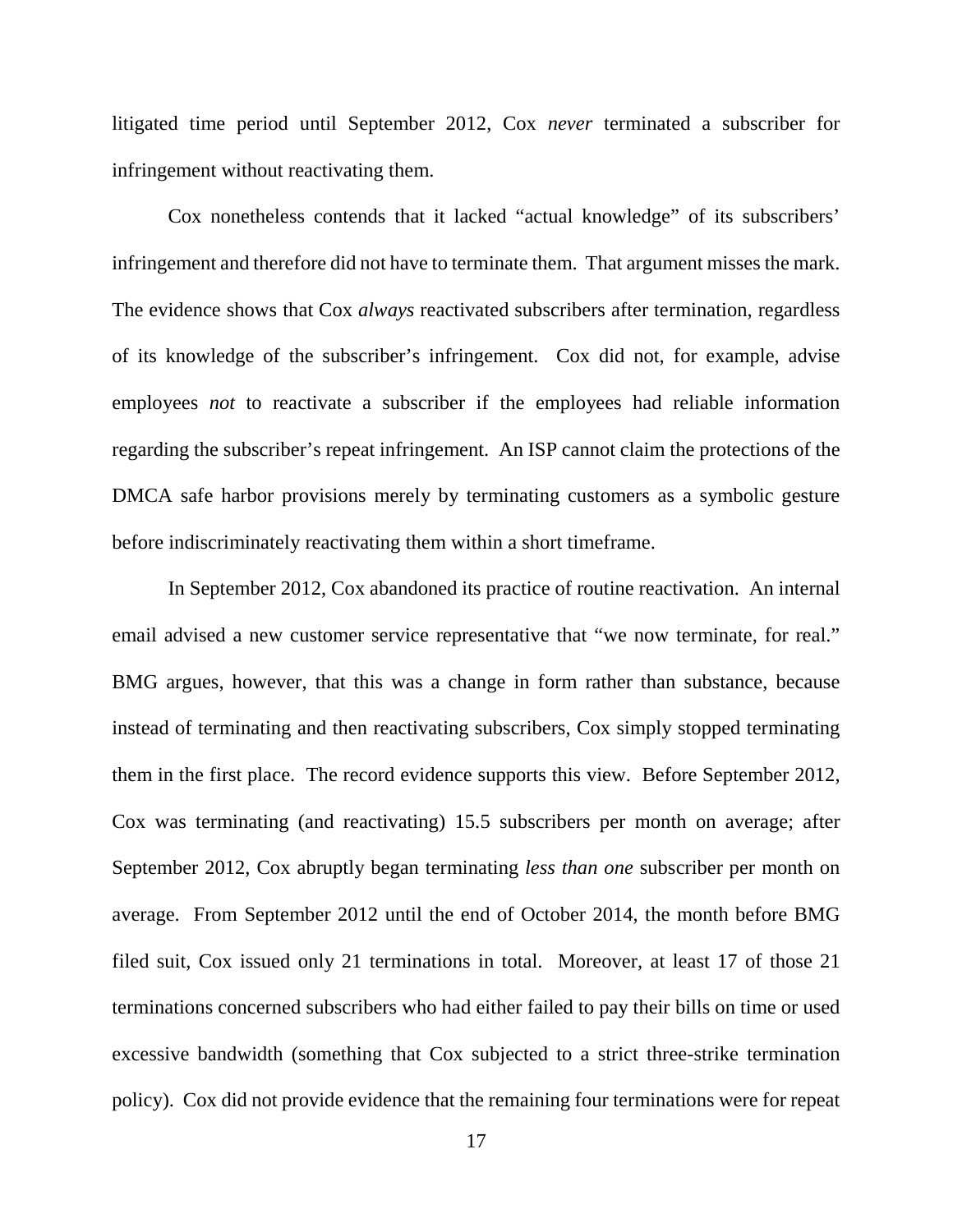litigated time period until September 2012, Cox *never* terminated a subscriber for infringement without reactivating them.

Cox nonetheless contends that it lacked "actual knowledge" of its subscribers' infringement and therefore did not have to terminate them. That argument misses the mark. The evidence shows that Cox *always* reactivated subscribers after termination, regardless of its knowledge of the subscriber's infringement. Cox did not, for example, advise employees *not* to reactivate a subscriber if the employees had reliable information regarding the subscriber's repeat infringement. An ISP cannot claim the protections of the DMCA safe harbor provisions merely by terminating customers as a symbolic gesture before indiscriminately reactivating them within a short timeframe.

In September 2012, Cox abandoned its practice of routine reactivation. An internal email advised a new customer service representative that "we now terminate, for real." BMG argues, however, that this was a change in form rather than substance, because instead of terminating and then reactivating subscribers, Cox simply stopped terminating them in the first place. The record evidence supports this view. Before September 2012, Cox was terminating (and reactivating) 15.5 subscribers per month on average; after September 2012, Cox abruptly began terminating *less than one* subscriber per month on average. From September 2012 until the end of October 2014, the month before BMG filed suit, Cox issued only 21 terminations in total. Moreover, at least 17 of those 21 terminations concerned subscribers who had either failed to pay their bills on time or used excessive bandwidth (something that Cox subjected to a strict three-strike termination policy). Cox did not provide evidence that the remaining four terminations were for repeat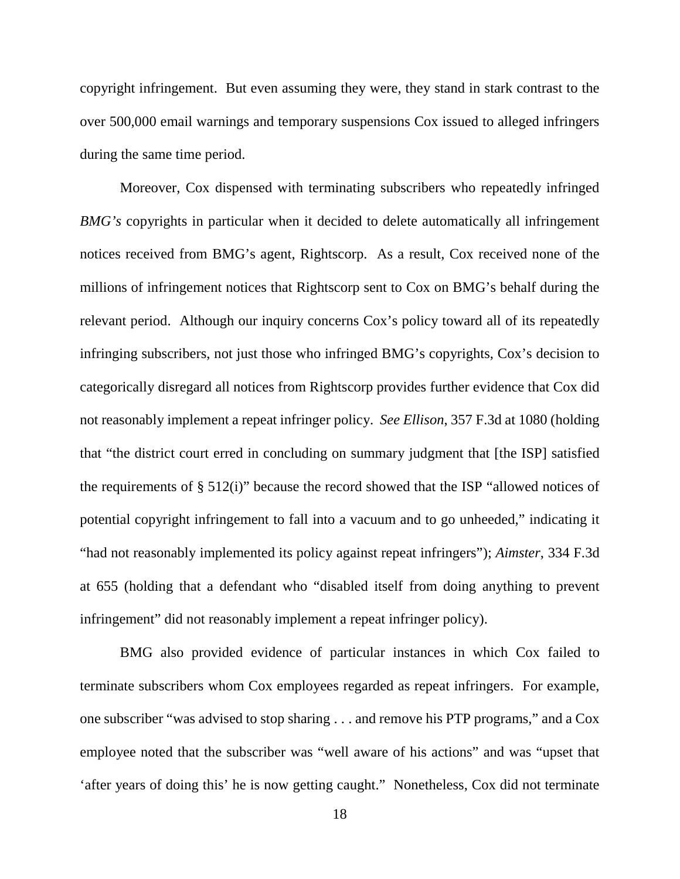copyright infringement. But even assuming they were, they stand in stark contrast to the over 500,000 email warnings and temporary suspensions Cox issued to alleged infringers during the same time period.

Moreover, Cox dispensed with terminating subscribers who repeatedly infringed *BMG's* copyrights in particular when it decided to delete automatically all infringement notices received from BMG's agent, Rightscorp. As a result, Cox received none of the millions of infringement notices that Rightscorp sent to Cox on BMG's behalf during the relevant period. Although our inquiry concerns Cox's policy toward all of its repeatedly infringing subscribers, not just those who infringed BMG's copyrights, Cox's decision to categorically disregard all notices from Rightscorp provides further evidence that Cox did not reasonably implement a repeat infringer policy. *See Ellison*, 357 F.3d at 1080 (holding that "the district court erred in concluding on summary judgment that [the ISP] satisfied the requirements of § 512(i)" because the record showed that the ISP "allowed notices of potential copyright infringement to fall into a vacuum and to go unheeded," indicating it "had not reasonably implemented its policy against repeat infringers"); *Aimster*, 334 F.3d at 655 (holding that a defendant who "disabled itself from doing anything to prevent infringement" did not reasonably implement a repeat infringer policy).

BMG also provided evidence of particular instances in which Cox failed to terminate subscribers whom Cox employees regarded as repeat infringers. For example, one subscriber "was advised to stop sharing . . . and remove his PTP programs," and a Cox employee noted that the subscriber was "well aware of his actions" and was "upset that 'after years of doing this' he is now getting caught." Nonetheless, Cox did not terminate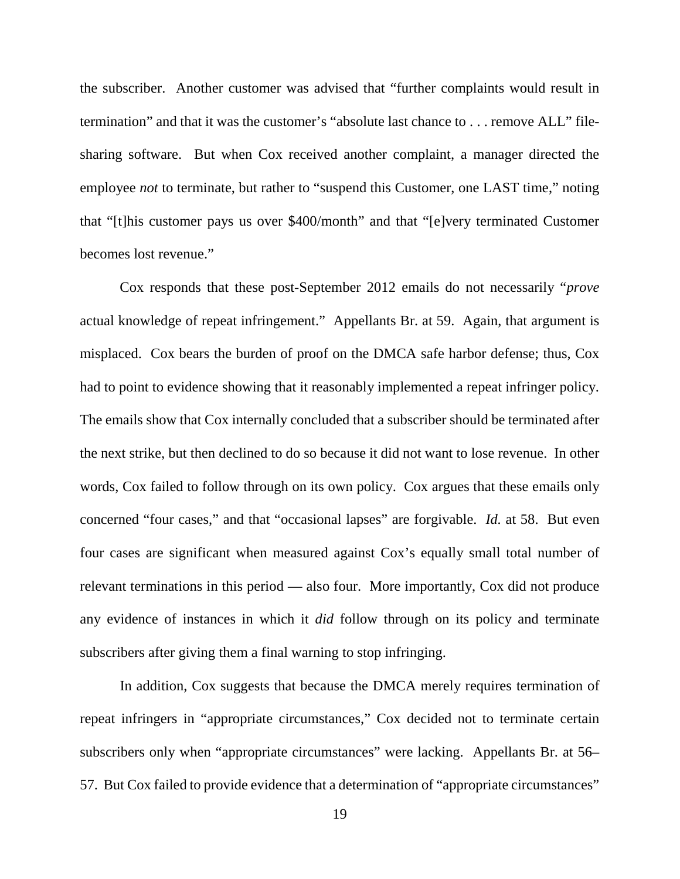the subscriber. Another customer was advised that "further complaints would result in termination" and that it was the customer's "absolute last chance to . . . remove ALL" file-sharing software. But when Cox received another complaint, a manager directed the employee *not* to terminate, but rather to "suspend this Customer, one LAST time," noting that "[t]his customer pays us over $400/month" and that "[e]very terminated Customer becomes lost revenue."

Cox responds that these post-September 2012 emails do not necessarily "*prove* actual knowledge of repeat infringement." Appellants Br. at 59. Again, that argument is misplaced. Cox bears the burden of proof on the DMCA safe harbor defense; thus, Cox had to point to evidence showing that it reasonably implemented a repeat infringer policy. The emails show that Cox internally concluded that a subscriber should be terminated after the next strike, but then declined to do so because it did not want to lose revenue. In other words, Cox failed to follow through on its own policy. Cox argues that these emails only concerned "four cases," and that "occasional lapses" are forgivable. *Id.* at 58. But even four cases are significant when measured against Cox's equally small total number of relevant terminations in this period — also four. More importantly, Cox did not produce any evidence of instances in which it *did* follow through on its policy and terminate subscribers after giving them a final warning to stop infringing.

In addition, Cox suggests that because the DMCA merely requires termination of repeat infringers in "appropriate circumstances," Cox decided not to terminate certain subscribers only when "appropriate circumstances" were lacking. Appellants Br. at 56–57. But Cox failed to provide evidence that a determination of "appropriate circumstances"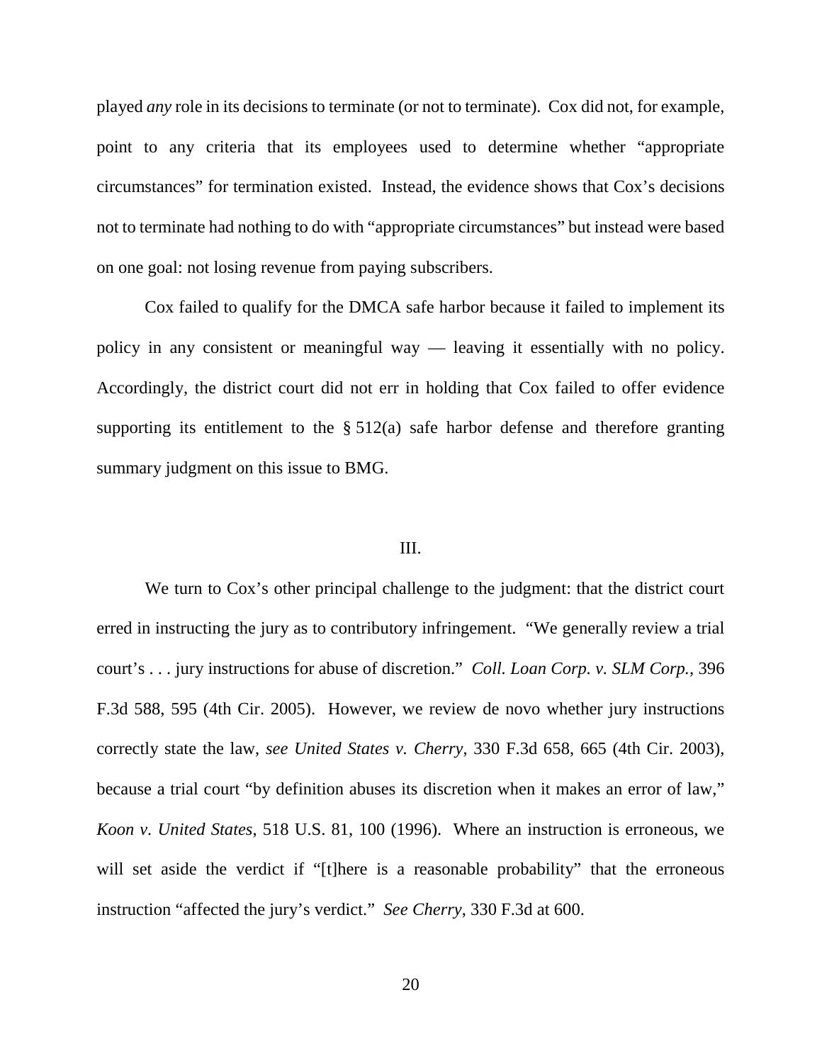played *any* role in its decisions to terminate (or not to terminate). Cox did not, for example, point to any criteria that its employees used to determine whether "appropriate circumstances" for termination existed. Instead, the evidence shows that Cox's decisions not to terminate had nothing to do with "appropriate circumstances" but instead were based on one goal: not losing revenue from paying subscribers.

Cox failed to qualify for the DMCA safe harbor because it failed to implement its policy in any consistent or meaningful way — leaving it essentially with no policy. Accordingly, the district court did not err in holding that Cox failed to offer evidence supporting its entitlement to the § 512(a) safe harbor defense and therefore granting summary judgment on this issue to BMG.

## III.

We turn to Cox's other principal challenge to the judgment: that the district court erred in instructing the jury as to contributory infringement. "We generally review a trial court's . . . jury instructions for abuse of discretion." *Coll. Loan Corp. v. SLM Corp.*, 396 F.3d 588, 595 (4th Cir. 2005). However, we review de novo whether jury instructions correctly state the law, *see United States v. Cherry*, 330 F.3d 658, 665 (4th Cir. 2003), because a trial court "by definition abuses its discretion when it makes an error of law," *Koon v. United States*, 518 U.S. 81, 100 (1996). Where an instruction is erroneous, we will set aside the verdict if "[t]here is a reasonable probability" that the erroneous instruction "affected the jury's verdict." *See Cherry*, 330 F.3d at 600.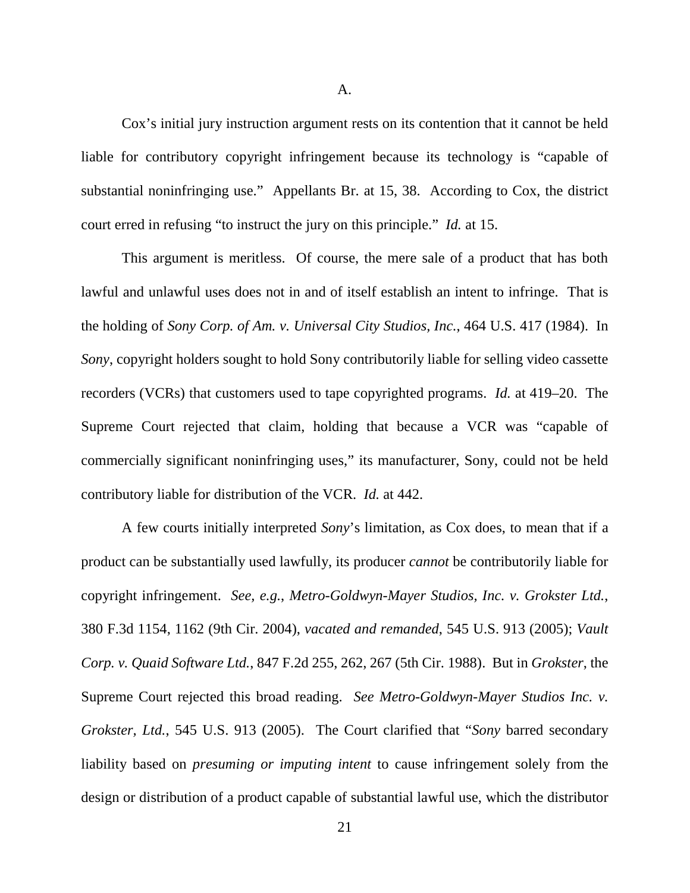A.

Cox's initial jury instruction argument rests on its contention that it cannot be held liable for contributory copyright infringement because its technology is "capable of substantial noninfringing use." Appellants Br. at 15, 38. According to Cox, the district court erred in refusing "to instruct the jury on this principle." *Id.* at 15.

This argument is meritless. Of course, the mere sale of a product that has both lawful and unlawful uses does not in and of itself establish an intent to infringe. That is the holding of *Sony Corp. of Am. v. Universal City Studios, Inc.*, 464 U.S. 417 (1984). In *Sony*, copyright holders sought to hold Sony contributorily liable for selling video cassette recorders (VCRs) that customers used to tape copyrighted programs. *Id.* at 419–20. The Supreme Court rejected that claim, holding that because a VCR was "capable of commercially significant noninfringing uses," its manufacturer, Sony, could not be held contributory liable for distribution of the VCR. *Id.* at 442.

A few courts initially interpreted *Sony*'s limitation, as Cox does, to mean that if a product can be substantially used lawfully, its producer *cannot* be contributorily liable for copyright infringement. *See, e.g.*, *Metro-Goldwyn-Mayer Studios, Inc. v. Grokster Ltd.*, 380 F.3d 1154, 1162 (9th Cir. 2004), *vacated and remanded*, 545 U.S. 913 (2005); *Vault Corp. v. Quaid Software Ltd.*, 847 F.2d 255, 262, 267 (5th Cir. 1988). But in *Grokster*, the Supreme Court rejected this broad reading. *See Metro-Goldwyn-Mayer Studios Inc. v. Grokster, Ltd.*, 545 U.S. 913 (2005). The Court clarified that "*Sony* barred secondary liability based on *presuming or imputing intent* to cause infringement solely from the design or distribution of a product capable of substantial lawful use, which the distributor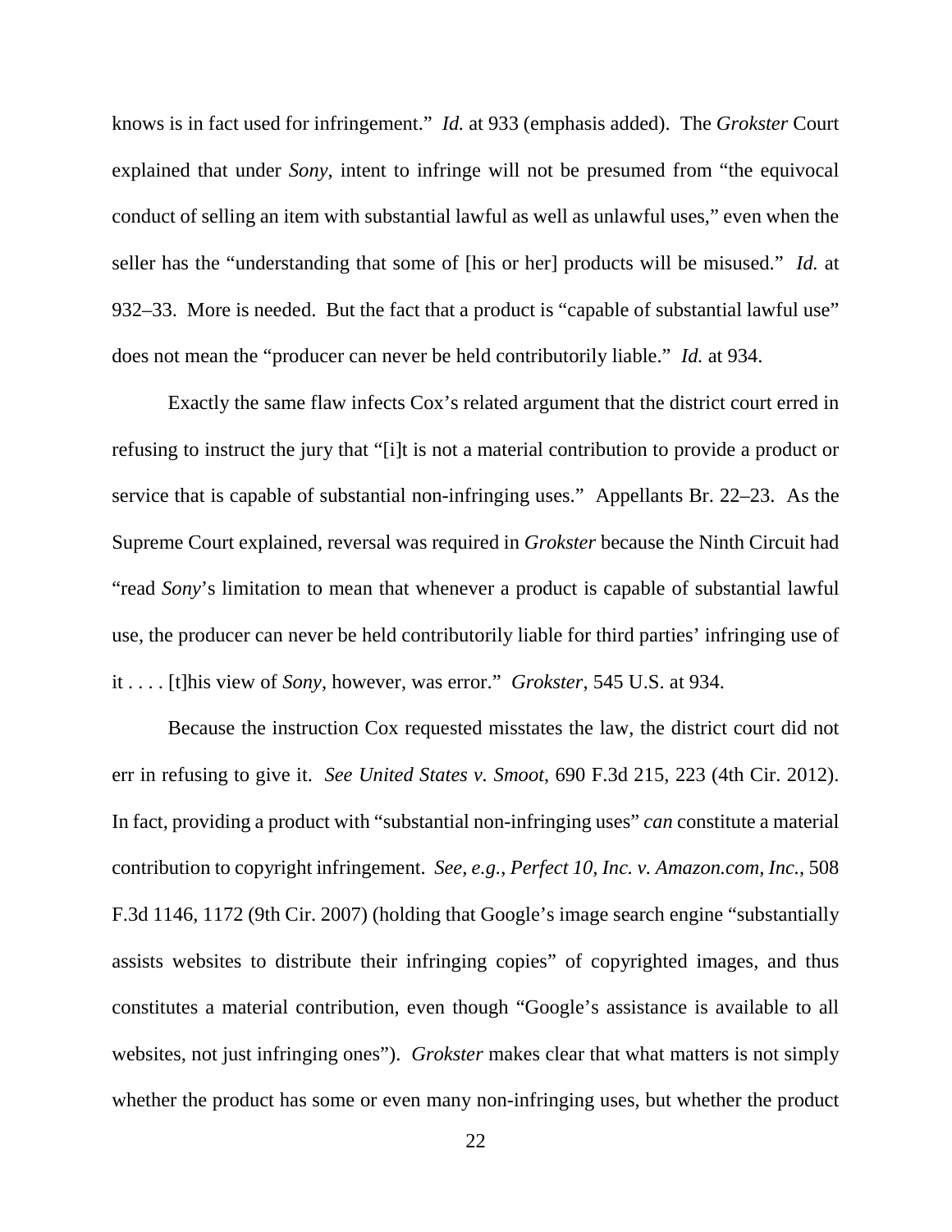knows is in fact used for infringement." *Id.* at 933 (emphasis added). The *Grokster* Court explained that under *Sony*, intent to infringe will not be presumed from "the equivocal conduct of selling an item with substantial lawful as well as unlawful uses," even when the seller has the "understanding that some of [his or her] products will be misused." *Id.* at 932–33. More is needed. But the fact that a product is "capable of substantial lawful use" does not mean the "producer can never be held contributorily liable." *Id.* at 934.

Exactly the same flaw infects Cox's related argument that the district court erred in refusing to instruct the jury that "[i]t is not a material contribution to provide a product or service that is capable of substantial non-infringing uses." Appellants Br. 22–23. As the Supreme Court explained, reversal was required in *Grokster* because the Ninth Circuit had "read *Sony*'s limitation to mean that whenever a product is capable of substantial lawful use, the producer can never be held contributorily liable for third parties' infringing use of it . . . . [t]his view of *Sony*, however, was error." *Grokster*, 545 U.S. at 934.

Because the instruction Cox requested misstates the law, the district court did not err in refusing to give it. *See United States v. Smoot*, 690 F.3d 215, 223 (4th Cir. 2012). In fact, providing a product with "substantial non-infringing uses" *can* constitute a material contribution to copyright infringement. *See, e.g.*, *Perfect 10, Inc. v. Amazon.com, Inc.*, 508 F.3d 1146, 1172 (9th Cir. 2007) (holding that Google's image search engine "substantially assists websites to distribute their infringing copies" of copyrighted images, and thus constitutes a material contribution, even though "Google's assistance is available to all websites, not just infringing ones"). *Grokster* makes clear that what matters is not simply whether the product has some or even many non-infringing uses, but whether the product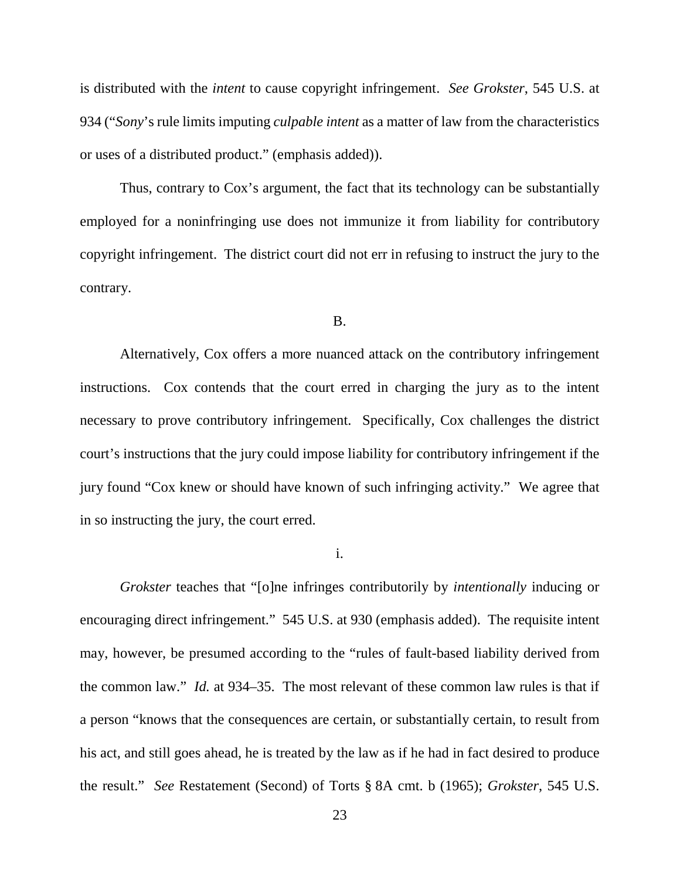is distributed with the *intent* to cause copyright infringement. *See Grokster*, 545 U.S. at 934 ("*Sony*'s rule limits imputing *culpable intent* as a matter of law from the characteristics or uses of a distributed product." (emphasis added)).

Thus, contrary to Cox's argument, the fact that its technology can be substantially employed for a noninfringing use does not immunize it from liability for contributory copyright infringement. The district court did not err in refusing to instruct the jury to the contrary.

B.

Alternatively, Cox offers a more nuanced attack on the contributory infringement instructions. Cox contends that the court erred in charging the jury as to the intent necessary to prove contributory infringement. Specifically, Cox challenges the district court's instructions that the jury could impose liability for contributory infringement if the jury found "Cox knew or should have known of such infringing activity." We agree that in so instructing the jury, the court erred.

i.

*Grokster* teaches that "[o]ne infringes contributorily by *intentionally* inducing or encouraging direct infringement." 545 U.S. at 930 (emphasis added). The requisite intent may, however, be presumed according to the "rules of fault-based liability derived from the common law." *Id.* at 934–35. The most relevant of these common law rules is that if a person "knows that the consequences are certain, or substantially certain, to result from his act, and still goes ahead, he is treated by the law as if he had in fact desired to produce the result." *See* Restatement (Second) of Torts § 8A cmt. b (1965); *Grokster*, 545 U.S.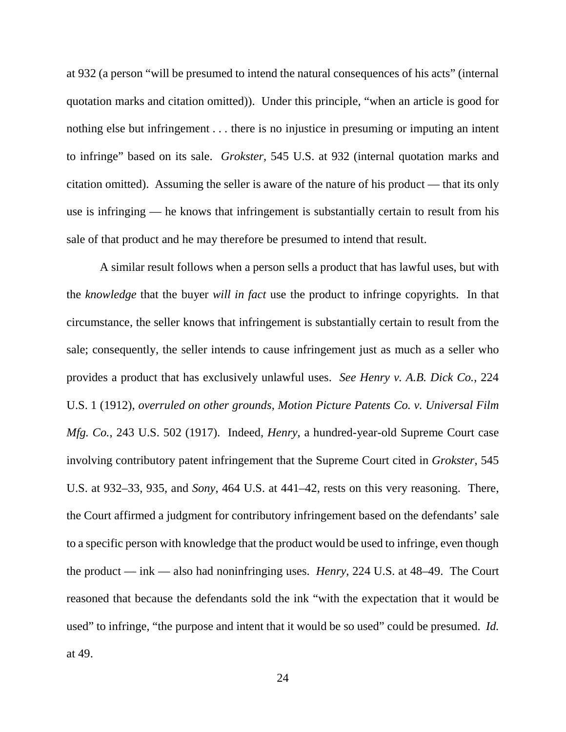at 932 (a person "will be presumed to intend the natural consequences of his acts" (internal quotation marks and citation omitted)). Under this principle, "when an article is good for nothing else but infringement . . . there is no injustice in presuming or imputing an intent to infringe" based on its sale. *Grokster*, 545 U.S. at 932 (internal quotation marks and citation omitted). Assuming the seller is aware of the nature of his product — that its only use is infringing — he knows that infringement is substantially certain to result from his sale of that product and he may therefore be presumed to intend that result.

A similar result follows when a person sells a product that has lawful uses, but with the *knowledge* that the buyer *will in fact* use the product to infringe copyrights. In that circumstance, the seller knows that infringement is substantially certain to result from the sale; consequently, the seller intends to cause infringement just as much as a seller who provides a product that has exclusively unlawful uses. *See Henry v. A.B. Dick Co.*, 224 U.S. 1 (1912), *overruled on other grounds*, *Motion Picture Patents Co. v. Universal Film Mfg. Co.*, 243 U.S. 502 (1917). Indeed, *Henry*, a hundred-year-old Supreme Court case involving contributory patent infringement that the Supreme Court cited in *Grokster*, 545 U.S. at 932–33, 935, and *Sony*, 464 U.S. at 441–42, rests on this very reasoning. There, the Court affirmed a judgment for contributory infringement based on the defendants' sale to a specific person with knowledge that the product would be used to infringe, even though the product — ink — also had noninfringing uses. *Henry*, 224 U.S. at 48–49. The Court reasoned that because the defendants sold the ink "with the expectation that it would be used" to infringe, "the purpose and intent that it would be so used" could be presumed. *Id.* at 49.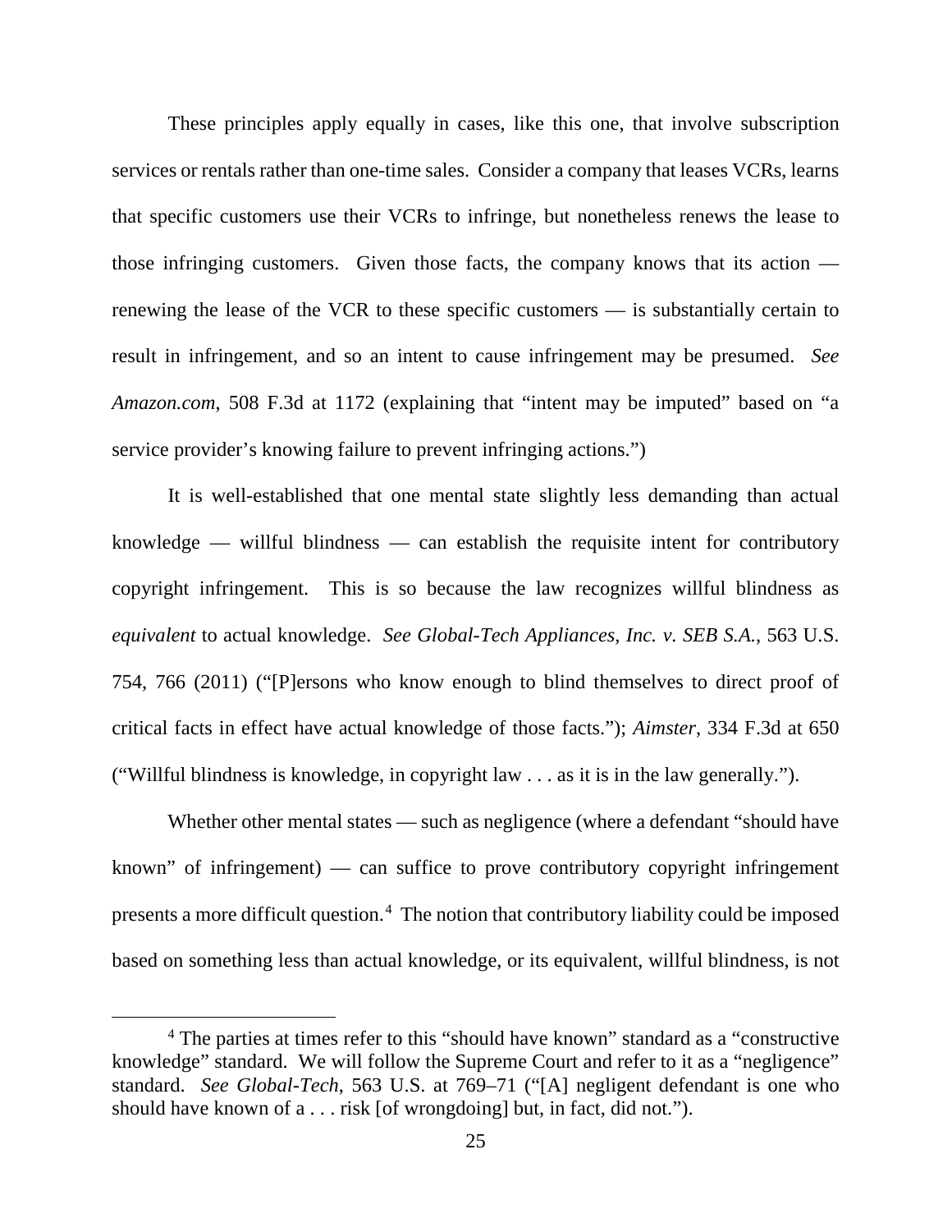These principles apply equally in cases, like this one, that involve subscription services or rentals rather than one-time sales. Consider a company that leases VCRs, learns that specific customers use their VCRs to infringe, but nonetheless renews the lease to those infringing customers. Given those facts, the company knows that its action — renewing the lease of the VCR to these specific customers — is substantially certain to result in infringement, and so an intent to cause infringement may be presumed. *See Amazon.com*, 508 F.3d at 1172 (explaining that "intent may be imputed" based on "a service provider's knowing failure to prevent infringing actions.")

It is well-established that one mental state slightly less demanding than actual knowledge — willful blindness — can establish the requisite intent for contributory copyright infringement. This is so because the law recognizes willful blindness as *equivalent* to actual knowledge. *See Global-Tech Appliances, Inc. v. SEB S.A.*, 563 U.S. 754, 766 (2011) ("[P]ersons who know enough to blind themselves to direct proof of critical facts in effect have actual knowledge of those facts."); *Aimster*, 334 F.3d at 650 ("Willful blindness is knowledge, in copyright law . . . as it is in the law generally.").

Whether other mental states — such as negligence (where a defendant "should have known" of infringement) — can suffice to prove contributory copyright infringement presents a more difficult question.[4] The notion that contributory liability could be imposed based on something less than actual knowledge, or its equivalent, willful blindness, is not

[4] The parties at times refer to this "should have known" standard as a "constructive knowledge" standard. We will follow the Supreme Court and refer to it as a "negligence" standard. *See Global-Tech*, 563 U.S. at 769–71 ("[A] negligent defendant is one who should have known of a . . . risk [of wrongdoing] but, in fact, did not.").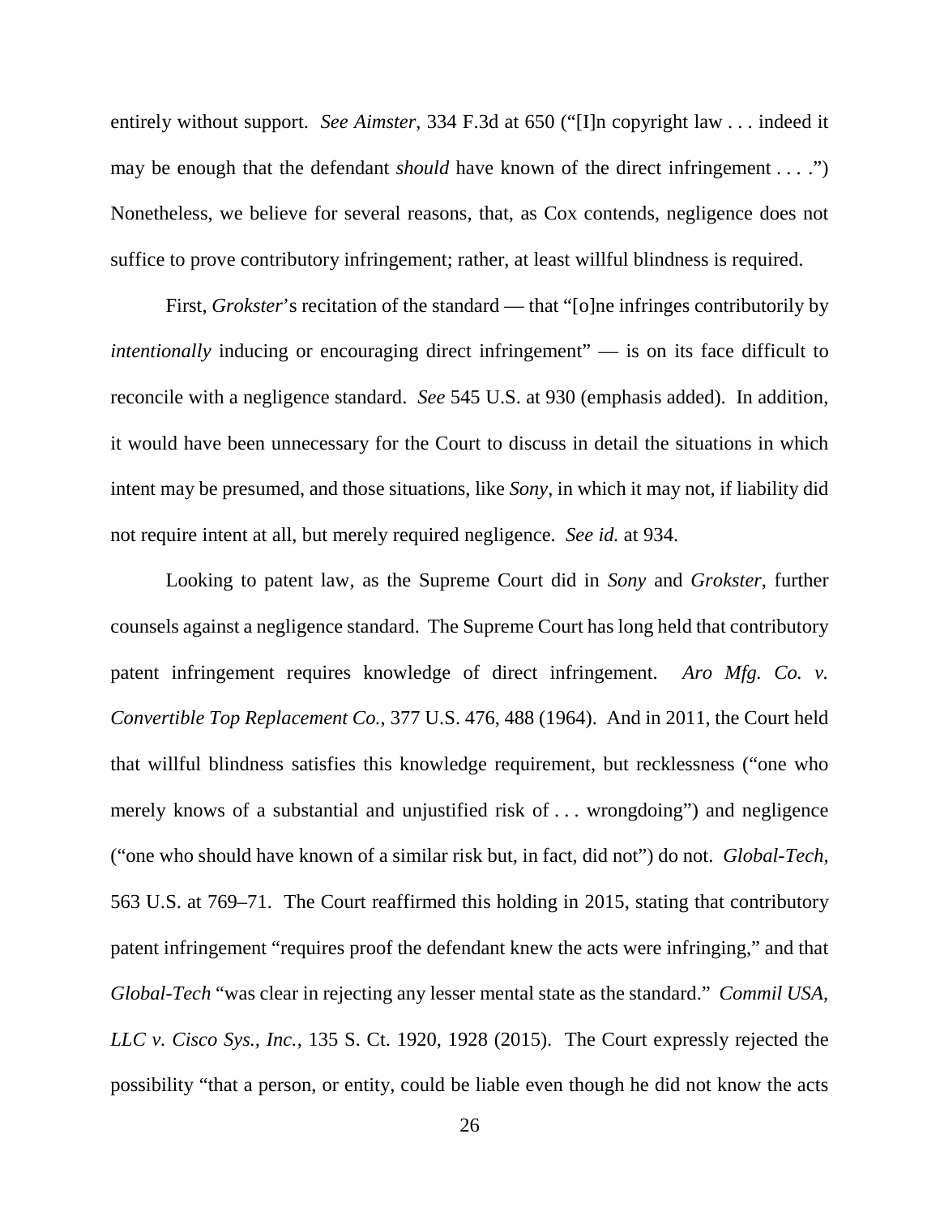entirely without support. *See Aimster*, 334 F.3d at 650 ("[I]n copyright law . . . indeed it may be enough that the defendant *should* have known of the direct infringement . . . .") Nonetheless, we believe for several reasons, that, as Cox contends, negligence does not suffice to prove contributory infringement; rather, at least willful blindness is required.

First, *Grokster*'s recitation of the standard — that "[o]ne infringes contributorily by *intentionally* inducing or encouraging direct infringement" — is on its face difficult to reconcile with a negligence standard. *See* 545 U.S. at 930 (emphasis added). In addition, it would have been unnecessary for the Court to discuss in detail the situations in which intent may be presumed, and those situations, like *Sony*, in which it may not, if liability did not require intent at all, but merely required negligence. *See id.* at 934.

Looking to patent law, as the Supreme Court did in *Sony* and *Grokster*, further counsels against a negligence standard. The Supreme Court has long held that contributory patent infringement requires knowledge of direct infringement. *Aro Mfg. Co. v. Convertible Top Replacement Co.*, 377 U.S. 476, 488 (1964). And in 2011, the Court held that willful blindness satisfies this knowledge requirement, but recklessness ("one who merely knows of a substantial and unjustified risk of . . . wrongdoing") and negligence ("one who should have known of a similar risk but, in fact, did not") do not. *Global-Tech*, 563 U.S. at 769–71. The Court reaffirmed this holding in 2015, stating that contributory patent infringement "requires proof the defendant knew the acts were infringing," and that *Global-Tech* "was clear in rejecting any lesser mental state as the standard." *Commil USA, LLC v. Cisco Sys., Inc.*, 135 S. Ct. 1920, 1928 (2015). The Court expressly rejected the possibility "that a person, or entity, could be liable even though he did not know the acts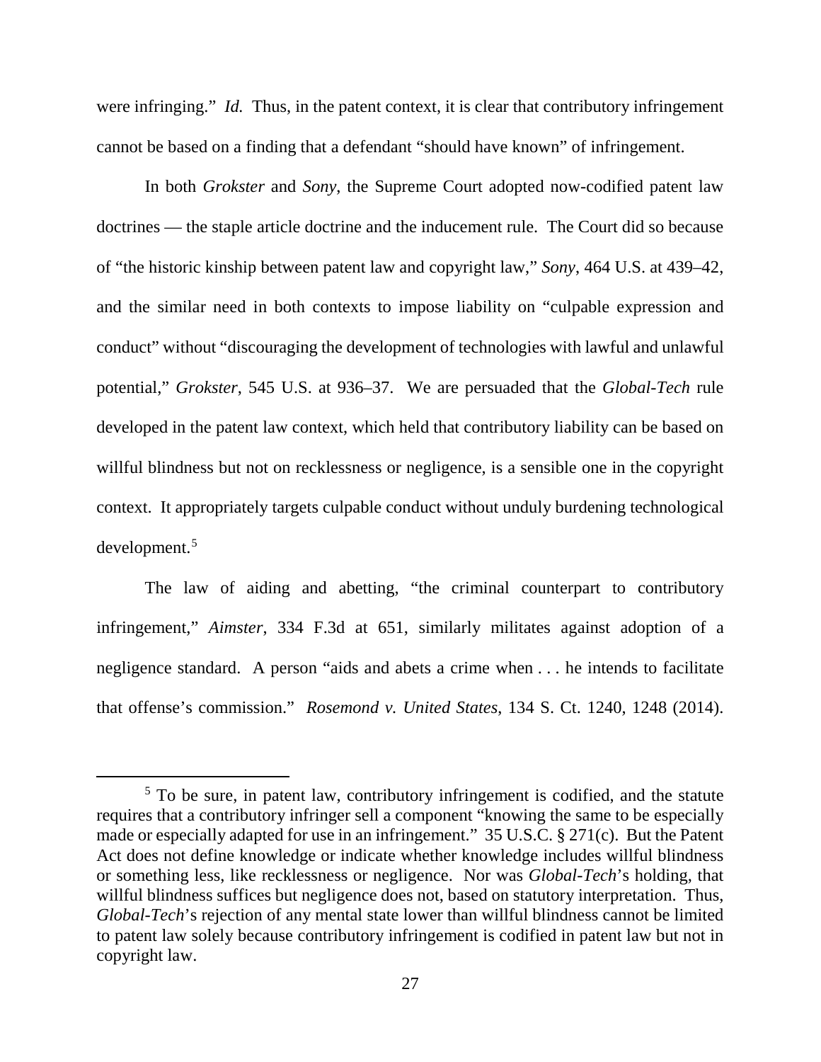were infringing." *Id.* Thus, in the patent context, it is clear that contributory infringement cannot be based on a finding that a defendant "should have known" of infringement.

In both *Grokster* and *Sony*, the Supreme Court adopted now-codified patent law doctrines — the staple article doctrine and the inducement rule. The Court did so because of "the historic kinship between patent law and copyright law," *Sony*, 464 U.S. at 439–42, and the similar need in both contexts to impose liability on "culpable expression and conduct" without "discouraging the development of technologies with lawful and unlawful potential," *Grokster*, 545 U.S. at 936–37. We are persuaded that the *Global-Tech* rule developed in the patent law context, which held that contributory liability can be based on willful blindness but not on recklessness or negligence, is a sensible one in the copyright context. It appropriately targets culpable conduct without unduly burdening technological development.[5]

The law of aiding and abetting, "the criminal counterpart to contributory infringement," *Aimster*, 334 F.3d at 651, similarly militates against adoption of a negligence standard. A person "aids and abets a crime when . . . he intends to facilitate that offense's commission." *Rosemond v. United States*, 134 S. Ct. 1240, 1248 (2014).

---

[5] To be sure, in patent law, contributory infringement is codified, and the statute requires that a contributory infringer sell a component "knowing the same to be especially made or especially adapted for use in an infringement." 35 U.S.C. § 271(c). But the Patent Act does not define knowledge or indicate whether knowledge includes willful blindness or something less, like recklessness or negligence. Nor was *Global-Tech*'s holding, that willful blindness suffices but negligence does not, based on statutory interpretation. Thus, *Global-Tech*'s rejection of any mental state lower than willful blindness cannot be limited to patent law solely because contributory infringement is codified in patent law but not in copyright law.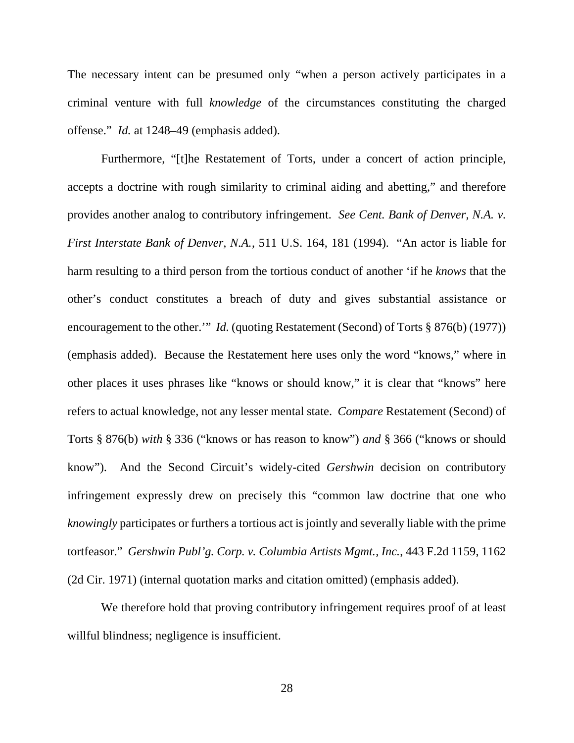The necessary intent can be presumed only "when a person actively participates in a criminal venture with full *knowledge* of the circumstances constituting the charged offense." *Id.* at 1248–49 (emphasis added).

Furthermore, "[t]he Restatement of Torts, under a concert of action principle, accepts a doctrine with rough similarity to criminal aiding and abetting," and therefore provides another analog to contributory infringement. *See Cent. Bank of Denver, N.A. v. First Interstate Bank of Denver, N.A.*, 511 U.S. 164, 181 (1994). "An actor is liable for harm resulting to a third person from the tortious conduct of another 'if he *knows* that the other's conduct constitutes a breach of duty and gives substantial assistance or encouragement to the other.'" *Id.* (quoting Restatement (Second) of Torts § 876(b) (1977)) (emphasis added). Because the Restatement here uses only the word "knows," where in other places it uses phrases like "knows or should know," it is clear that "knows" here refers to actual knowledge, not any lesser mental state. *Compare* Restatement (Second) of Torts § 876(b) *with* § 336 ("knows or has reason to know") *and* § 366 ("knows or should know"). And the Second Circuit's widely-cited *Gershwin* decision on contributory infringement expressly drew on precisely this "common law doctrine that one who *knowingly* participates or furthers a tortious act is jointly and severally liable with the prime tortfeasor." *Gershwin Publ'g. Corp. v. Columbia Artists Mgmt., Inc.*, 443 F.2d 1159, 1162 (2d Cir. 1971) (internal quotation marks and citation omitted) (emphasis added).

We therefore hold that proving contributory infringement requires proof of at least willful blindness; negligence is insufficient.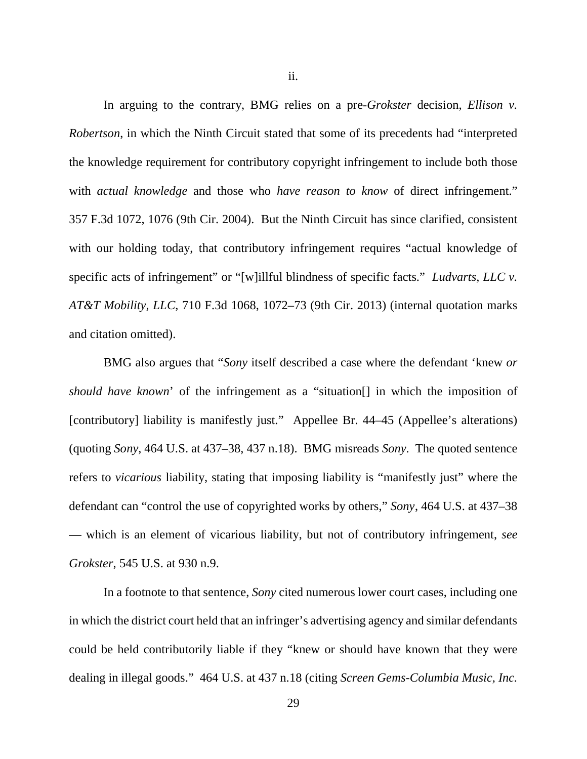ii.

In arguing to the contrary, BMG relies on a pre-*Grokster* decision, *Ellison v. Robertson*, in which the Ninth Circuit stated that some of its precedents had "interpreted the knowledge requirement for contributory copyright infringement to include both those with *actual knowledge* and those who *have reason to know* of direct infringement." 357 F.3d 1072, 1076 (9th Cir. 2004). But the Ninth Circuit has since clarified, consistent with our holding today, that contributory infringement requires "actual knowledge of specific acts of infringement" or "[w]illful blindness of specific facts." *Ludvarts, LLC v. AT&T Mobility, LLC*, 710 F.3d 1068, 1072–73 (9th Cir. 2013) (internal quotation marks and citation omitted).

BMG also argues that "*Sony* itself described a case where the defendant 'knew *or should have known*' of the infringement as a "situation[] in which the imposition of [contributory] liability is manifestly just." Appellee Br. 44–45 (Appellee's alterations) (quoting *Sony*, 464 U.S. at 437–38, 437 n.18). BMG misreads *Sony*. The quoted sentence refers to *vicarious* liability, stating that imposing liability is "manifestly just" where the defendant can "control the use of copyrighted works by others," *Sony*, 464 U.S. at 437–38 — which is an element of vicarious liability, but not of contributory infringement, *see Grokster*, 545 U.S. at 930 n.9.

In a footnote to that sentence, *Sony* cited numerous lower court cases, including one in which the district court held that an infringer's advertising agency and similar defendants could be held contributorily liable if they "knew or should have known that they were dealing in illegal goods." 464 U.S. at 437 n.18 (citing *Screen Gems-Columbia Music, Inc.*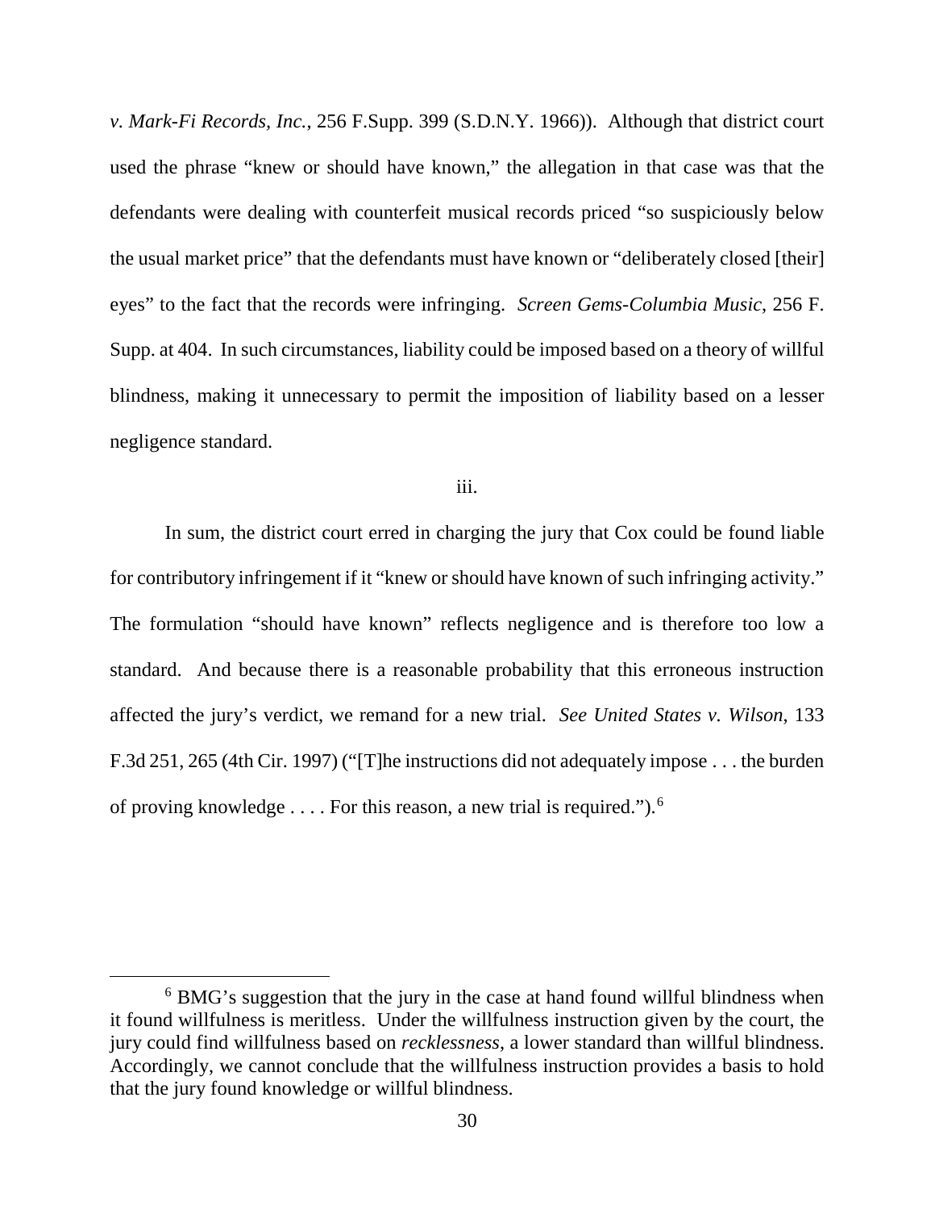*v. Mark-Fi Records, Inc.*, 256 F.Supp. 399 (S.D.N.Y. 1966)). Although that district court used the phrase "knew or should have known," the allegation in that case was that the defendants were dealing with counterfeit musical records priced "so suspiciously below the usual market price" that the defendants must have known or "deliberately closed [their] eyes" to the fact that the records were infringing. *Screen Gems-Columbia Music*, 256 F. Supp. at 404. In such circumstances, liability could be imposed based on a theory of willful blindness, making it unnecessary to permit the imposition of liability based on a lesser negligence standard.

iii.

In sum, the district court erred in charging the jury that Cox could be found liable for contributory infringement if it "knew or should have known of such infringing activity." The formulation "should have known" reflects negligence and is therefore too low a standard. And because there is a reasonable probability that this erroneous instruction affected the jury's verdict, we remand for a new trial. *See United States v. Wilson*, 133 F.3d 251, 265 (4th Cir. 1997) ("[T]he instructions did not adequately impose . . . the burden of proving knowledge . . . . For this reason, a new trial is required.").[6]

---

[6] BMG's suggestion that the jury in the case at hand found willful blindness when it found willfulness is meritless. Under the willfulness instruction given by the court, the jury could find willfulness based on *recklessness*, a lower standard than willful blindness. Accordingly, we cannot conclude that the willfulness instruction provides a basis to hold that the jury found knowledge or willful blindness.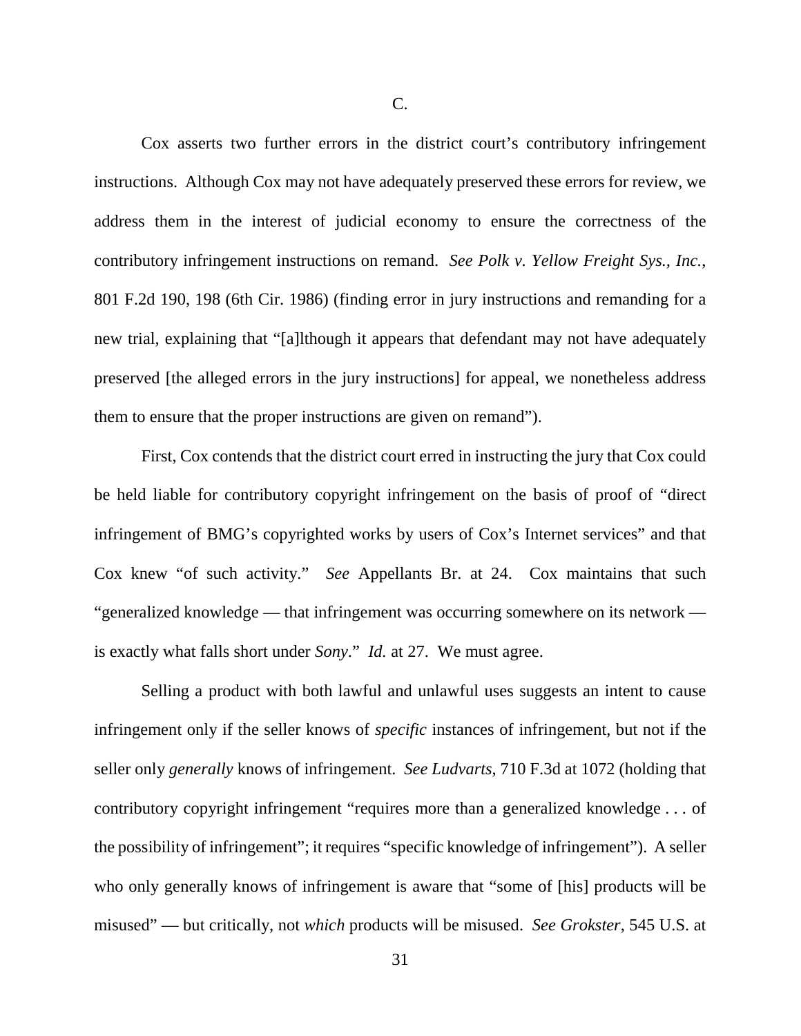C.

Cox asserts two further errors in the district court's contributory infringement instructions. Although Cox may not have adequately preserved these errors for review, we address them in the interest of judicial economy to ensure the correctness of the contributory infringement instructions on remand. *See Polk v. Yellow Freight Sys., Inc.*, 801 F.2d 190, 198 (6th Cir. 1986) (finding error in jury instructions and remanding for a new trial, explaining that "[a]lthough it appears that defendant may not have adequately preserved [the alleged errors in the jury instructions] for appeal, we nonetheless address them to ensure that the proper instructions are given on remand").

First, Cox contends that the district court erred in instructing the jury that Cox could be held liable for contributory copyright infringement on the basis of proof of "direct infringement of BMG's copyrighted works by users of Cox's Internet services" and that Cox knew "of such activity." *See* Appellants Br. at 24. Cox maintains that such "generalized knowledge — that infringement was occurring somewhere on its network — is exactly what falls short under *Sony*." *Id.* at 27. We must agree.

Selling a product with both lawful and unlawful uses suggests an intent to cause infringement only if the seller knows of *specific* instances of infringement, but not if the seller only *generally* knows of infringement. *See Ludvarts*, 710 F.3d at 1072 (holding that contributory copyright infringement "requires more than a generalized knowledge . . . of the possibility of infringement"; it requires "specific knowledge of infringement"). A seller who only generally knows of infringement is aware that "some of [his] products will be misused" — but critically, not *which* products will be misused. *See Grokster*, 545 U.S. at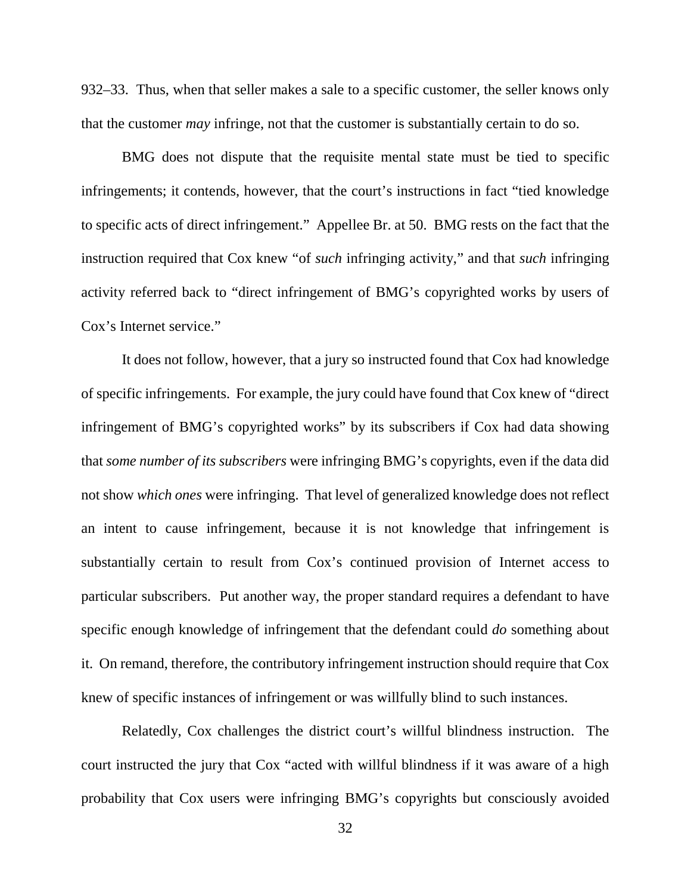932–33. Thus, when that seller makes a sale to a specific customer, the seller knows only that the customer *may* infringe, not that the customer is substantially certain to do so.

BMG does not dispute that the requisite mental state must be tied to specific infringements; it contends, however, that the court's instructions in fact "tied knowledge to specific acts of direct infringement." Appellee Br. at 50. BMG rests on the fact that the instruction required that Cox knew "of *such* infringing activity," and that *such* infringing activity referred back to "direct infringement of BMG's copyrighted works by users of Cox's Internet service."

It does not follow, however, that a jury so instructed found that Cox had knowledge of specific infringements. For example, the jury could have found that Cox knew of "direct infringement of BMG's copyrighted works" by its subscribers if Cox had data showing that *some number of its subscribers* were infringing BMG's copyrights, even if the data did not show *which ones* were infringing. That level of generalized knowledge does not reflect an intent to cause infringement, because it is not knowledge that infringement is substantially certain to result from Cox's continued provision of Internet access to particular subscribers. Put another way, the proper standard requires a defendant to have specific enough knowledge of infringement that the defendant could *do* something about it. On remand, therefore, the contributory infringement instruction should require that Cox knew of specific instances of infringement or was willfully blind to such instances.

Relatedly, Cox challenges the district court's willful blindness instruction. The court instructed the jury that Cox "acted with willful blindness if it was aware of a high probability that Cox users were infringing BMG's copyrights but consciously avoided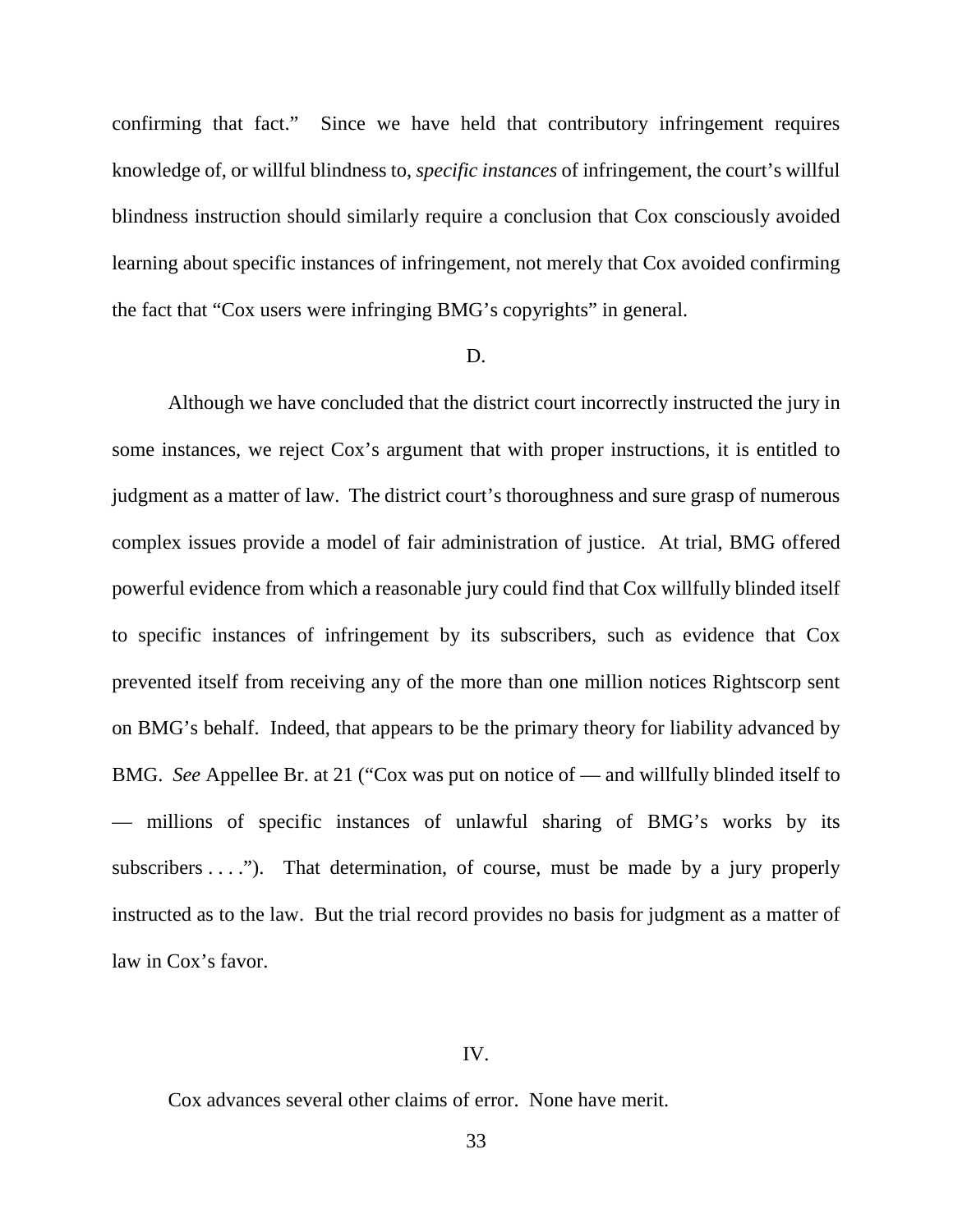confirming that fact." Since we have held that contributory infringement requires knowledge of, or willful blindness to, *specific instances* of infringement, the court's willful blindness instruction should similarly require a conclusion that Cox consciously avoided learning about specific instances of infringement, not merely that Cox avoided confirming the fact that "Cox users were infringing BMG's copyrights" in general.

D.

Although we have concluded that the district court incorrectly instructed the jury in some instances, we reject Cox's argument that with proper instructions, it is entitled to judgment as a matter of law. The district court's thoroughness and sure grasp of numerous complex issues provide a model of fair administration of justice. At trial, BMG offered powerful evidence from which a reasonable jury could find that Cox willfully blinded itself to specific instances of infringement by its subscribers, such as evidence that Cox prevented itself from receiving any of the more than one million notices Rightscorp sent on BMG's behalf. Indeed, that appears to be the primary theory for liability advanced by BMG. *See* Appellee Br. at 21 ("Cox was put on notice of — and willfully blinded itself to — millions of specific instances of unlawful sharing of BMG's works by its subscribers . . . ."). That determination, of course, must be made by a jury properly instructed as to the law. But the trial record provides no basis for judgment as a matter of law in Cox's favor.

IV.

Cox advances several other claims of error. None have merit.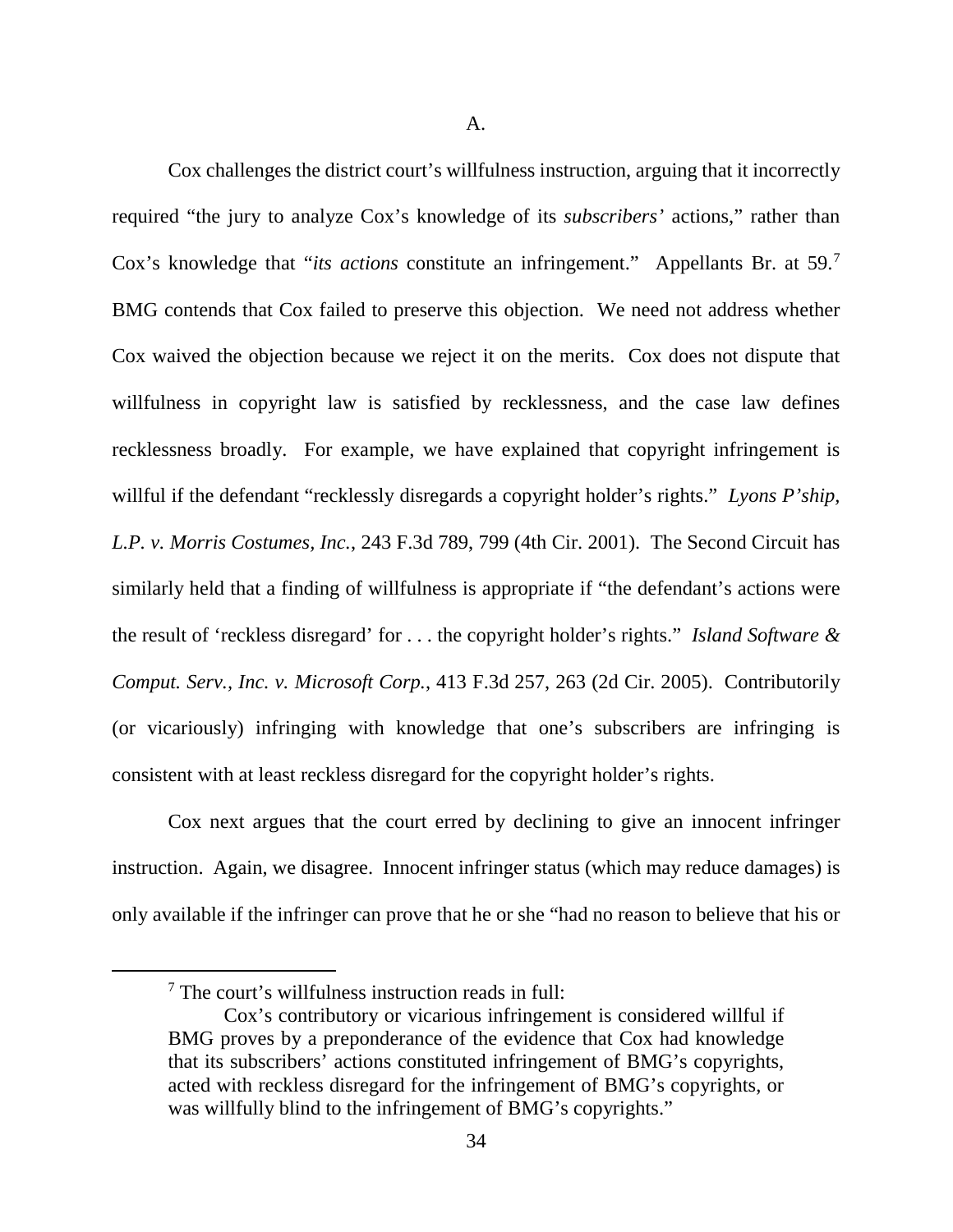### A.

Cox challenges the district court's willfulness instruction, arguing that it incorrectly required "the jury to analyze Cox's knowledge of its *subscribers'* actions," rather than Cox's knowledge that "*its actions* constitute an infringement." Appellants Br. at 59.[7] BMG contends that Cox failed to preserve this objection. We need not address whether Cox waived the objection because we reject it on the merits. Cox does not dispute that willfulness in copyright law is satisfied by recklessness, and the case law defines recklessness broadly. For example, we have explained that copyright infringement is willful if the defendant "recklessly disregards a copyright holder's rights." *Lyons P'ship, L.P. v. Morris Costumes, Inc.*, 243 F.3d 789, 799 (4th Cir. 2001). The Second Circuit has similarly held that a finding of willfulness is appropriate if "the defendant's actions were the result of 'reckless disregard' for . . . the copyright holder's rights." *Island Software & Comput. Serv., Inc. v. Microsoft Corp.*, 413 F.3d 257, 263 (2d Cir. 2005). Contributorily (or vicariously) infringing with knowledge that one's subscribers are infringing is consistent with at least reckless disregard for the copyright holder's rights.

Cox next argues that the court erred by declining to give an innocent infringer instruction. Again, we disagree. Innocent infringer status (which may reduce damages) is only available if the infringer can prove that he or she "had no reason to believe that his or

---

[7] The court's willfulness instruction reads in full:

> Cox's contributory or vicarious infringement is considered willful if BMG proves by a preponderance of the evidence that Cox had knowledge that its subscribers' actions constituted infringement of BMG's copyrights, acted with reckless disregard for the infringement of BMG's copyrights, or was willfully blind to the infringement of BMG's copyrights."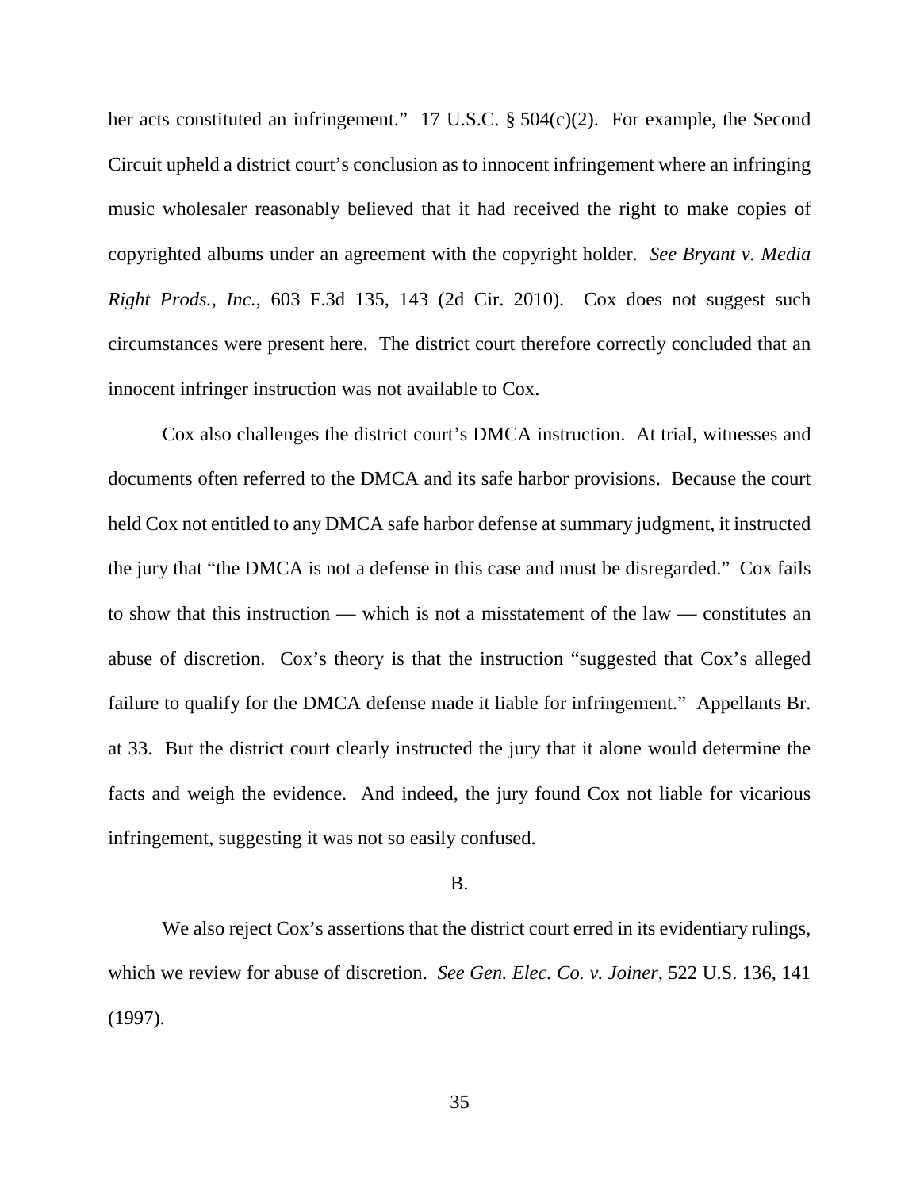her acts constituted an infringement." 17 U.S.C. § 504(c)(2). For example, the Second Circuit upheld a district court's conclusion as to innocent infringement where an infringing music wholesaler reasonably believed that it had received the right to make copies of copyrighted albums under an agreement with the copyright holder. *See Bryant v. Media Right Prods., Inc.*, 603 F.3d 135, 143 (2d Cir. 2010). Cox does not suggest such circumstances were present here. The district court therefore correctly concluded that an innocent infringer instruction was not available to Cox.

Cox also challenges the district court's DMCA instruction. At trial, witnesses and documents often referred to the DMCA and its safe harbor provisions. Because the court held Cox not entitled to any DMCA safe harbor defense at summary judgment, it instructed the jury that "the DMCA is not a defense in this case and must be disregarded." Cox fails to show that this instruction — which is not a misstatement of the law — constitutes an abuse of discretion. Cox's theory is that the instruction "suggested that Cox's alleged failure to qualify for the DMCA defense made it liable for infringement." Appellants Br. at 33. But the district court clearly instructed the jury that it alone would determine the facts and weigh the evidence. And indeed, the jury found Cox not liable for vicarious infringement, suggesting it was not so easily confused.

B.

We also reject Cox's assertions that the district court erred in its evidentiary rulings, which we review for abuse of discretion. *See Gen. Elec. Co. v. Joiner*, 522 U.S. 136, 141 (1997).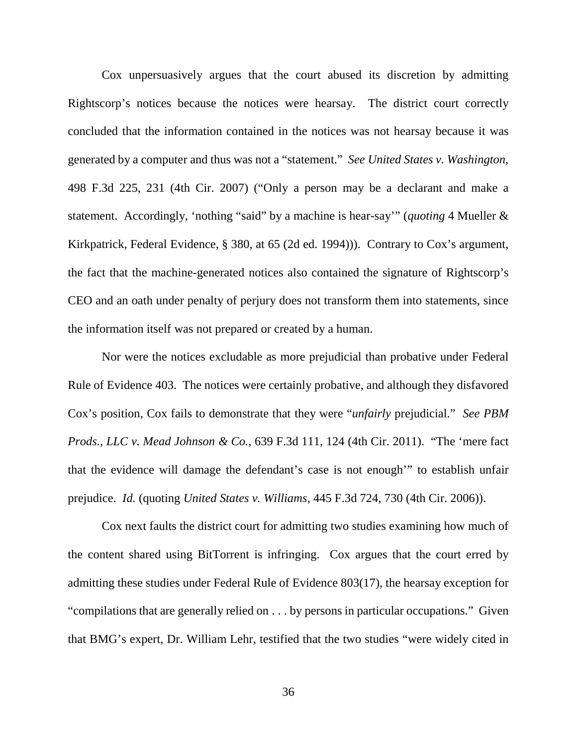Cox unpersuasively argues that the court abused its discretion by admitting Rightscorp's notices because the notices were hearsay. The district court correctly concluded that the information contained in the notices was not hearsay because it was generated by a computer and thus was not a "statement." *See United States v. Washington*, 498 F.3d 225, 231 (4th Cir. 2007) ("Only a person may be a declarant and make a statement. Accordingly, 'nothing "said" by a machine is hear-say'" (*quoting* 4 Mueller & Kirkpatrick, Federal Evidence, § 380, at 65 (2d ed. 1994))). Contrary to Cox's argument, the fact that the machine-generated notices also contained the signature of Rightscorp's CEO and an oath under penalty of perjury does not transform them into statements, since the information itself was not prepared or created by a human.

Nor were the notices excludable as more prejudicial than probative under Federal Rule of Evidence 403. The notices were certainly probative, and although they disfavored Cox's position, Cox fails to demonstrate that they were "*unfairly* prejudicial." *See PBM Prods., LLC v. Mead Johnson & Co.*, 639 F.3d 111, 124 (4th Cir. 2011). "The 'mere fact that the evidence will damage the defendant's case is not enough'" to establish unfair prejudice. *Id.* (quoting *United States v. Williams*, 445 F.3d 724, 730 (4th Cir. 2006)).

Cox next faults the district court for admitting two studies examining how much of the content shared using BitTorrent is infringing. Cox argues that the court erred by admitting these studies under Federal Rule of Evidence 803(17), the hearsay exception for "compilations that are generally relied on . . . by persons in particular occupations." Given that BMG's expert, Dr. William Lehr, testified that the two studies "were widely cited in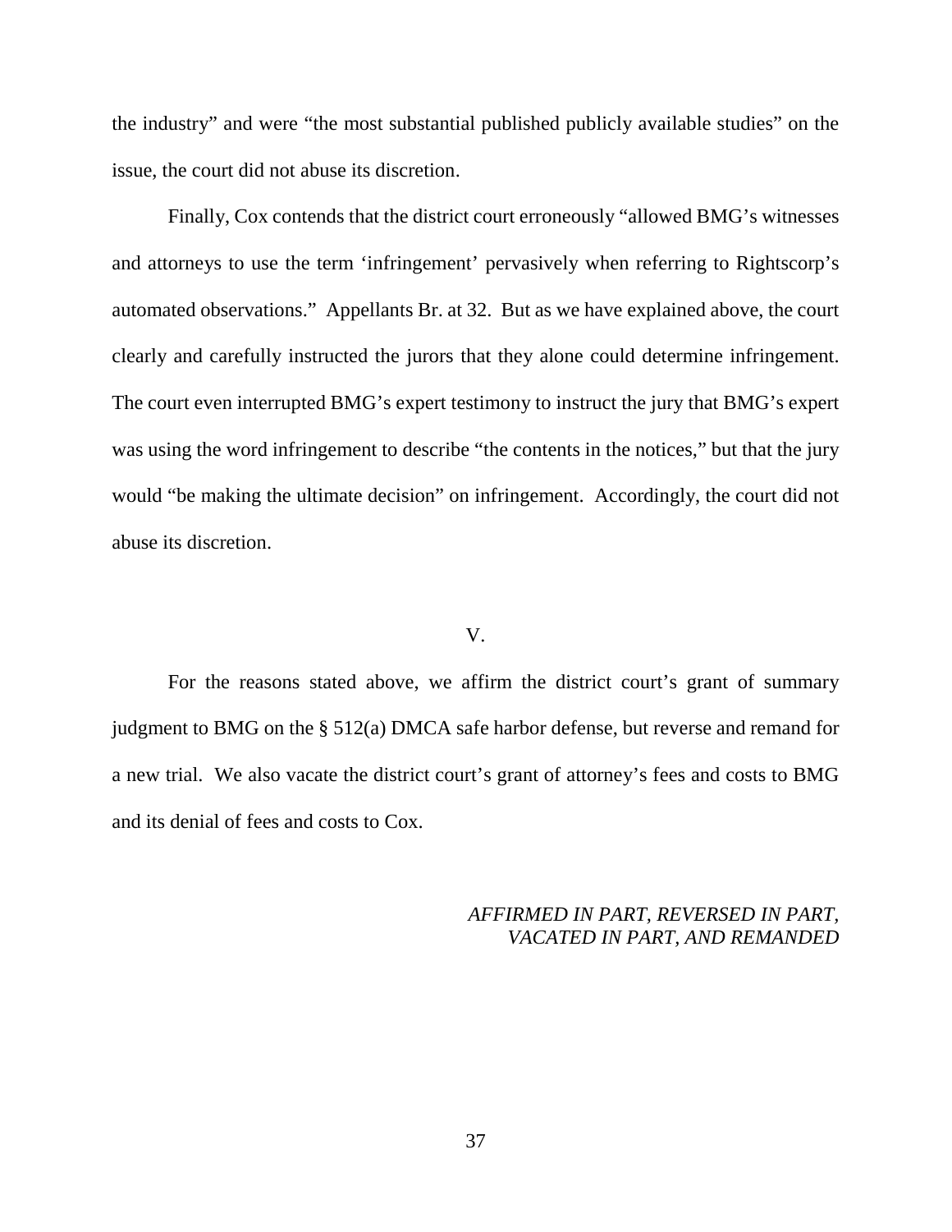the industry" and were "the most substantial published publicly available studies" on the issue, the court did not abuse its discretion.

Finally, Cox contends that the district court erroneously "allowed BMG's witnesses and attorneys to use the term 'infringement' pervasively when referring to Rightscorp's automated observations." Appellants Br. at 32. But as we have explained above, the court clearly and carefully instructed the jurors that they alone could determine infringement. The court even interrupted BMG's expert testimony to instruct the jury that BMG's expert was using the word infringement to describe "the contents in the notices," but that the jury would "be making the ultimate decision" on infringement. Accordingly, the court did not abuse its discretion.

## V.

For the reasons stated above, we affirm the district court's grant of summary judgment to BMG on the § 512(a) DMCA safe harbor defense, but reverse and remand for a new trial. We also vacate the district court's grant of attorney's fees and costs to BMG and its denial of fees and costs to Cox.

*AFFIRMED IN PART, REVERSED IN PART, VACATED IN PART, AND REMANDED*